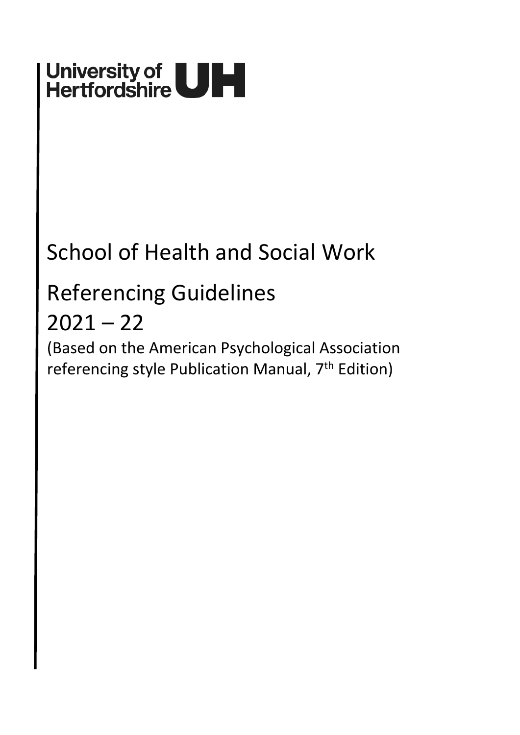University of Hertfordshire UH

# School of Health and Social Work

# Referencing Guidelines 2021 – 22

(Based on the American Psychological Association referencing style Publication Manual, 7th Edition)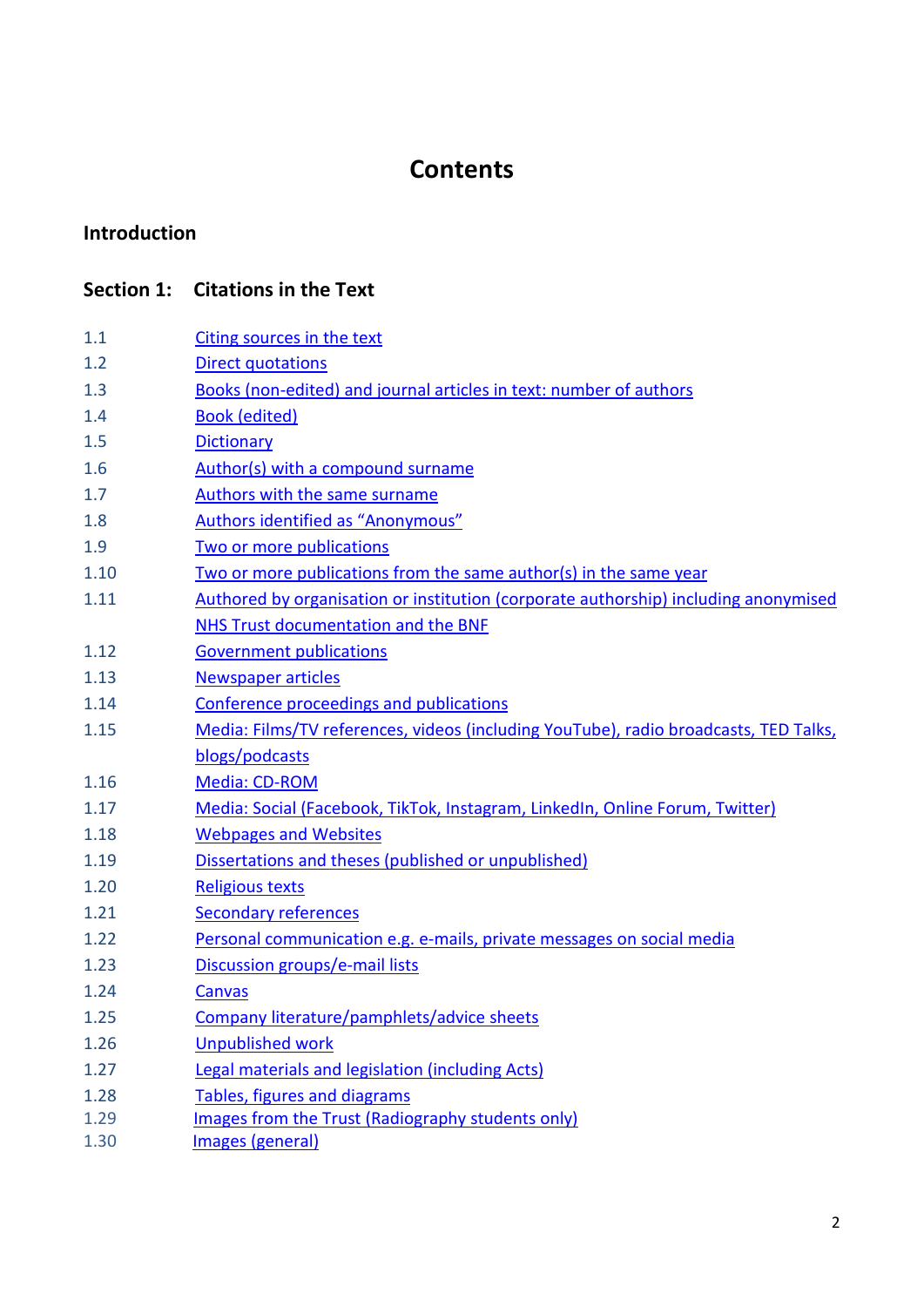# Contents

**Introduction**

**Section 1: Citations in the Text**

1.1 Citing sources in the text
1.2 Direct quotations
1.3 Books (non-edited) and journal articles in text: number of authors
1.4 Book (edited)
1.5 Dictionary
1.6 Author(s) with a compound surname
1.7 Authors with the same surname
1.8 Authors identified as "Anonymous"
1.9 Two or more publications
1.10 Two or more publications from the same author(s) in the same year
1.11 Authored by organisation or institution (corporate authorship) including anonymised NHS Trust documentation and the BNF
1.12 Government publications
1.13 Newspaper articles
1.14 Conference proceedings and publications
1.15 Media: Films/TV references, videos (including YouTube), radio broadcasts, TED Talks, blogs/podcasts
1.16 Media: CD-ROM
1.17 Media: Social (Facebook, TikTok, Instagram, LinkedIn, Online Forum, Twitter)
1.18 Webpages and Websites
1.19 Dissertations and theses (published or unpublished)
1.20 Religious texts
1.21 Secondary references
1.22 Personal communication e.g. e-mails, private messages on social media
1.23 Discussion groups/e-mail lists
1.24 Canvas
1.25 Company literature/pamphlets/advice sheets
1.26 Unpublished work
1.27 Legal materials and legislation (including Acts)
1.28 Tables, figures and diagrams
1.29 Images from the Trust (Radiography students only)
1.30 Images (general)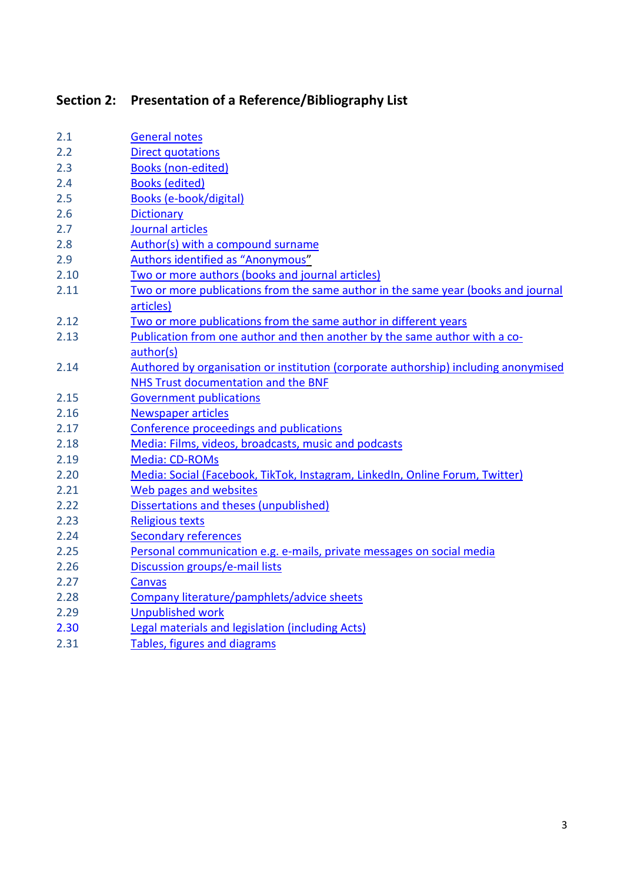## Section 2: Presentation of a Reference/Bibliography List

| | |
|---|---|
| 2.1 | General notes |
| 2.2 | Direct quotations |
| 2.3 | Books (non-edited) |
| 2.4 | Books (edited) |
| 2.5 | Books (e-book/digital) |
| 2.6 | Dictionary |
| 2.7 | Journal articles |
| 2.8 | Author(s) with a compound surname |
| 2.9 | Authors identified as "Anonymous" |
| 2.10 | Two or more authors (books and journal articles) |
| 2.11 | Two or more publications from the same author in the same year (books and journal articles) |
| 2.12 | Two or more publications from the same author in different years |
| 2.13 | Publication from one author and then another by the same author with a co-author(s) |
| 2.14 | Authored by organisation or institution (corporate authorship) including anonymised NHS Trust documentation and the BNF |
| 2.15 | Government publications |
| 2.16 | Newspaper articles |
| 2.17 | Conference proceedings and publications |
| 2.18 | Media: Films, videos, broadcasts, music and podcasts |
| 2.19 | Media: CD-ROMs |
| 2.20 | Media: Social (Facebook, TikTok, Instagram, LinkedIn, Online Forum, Twitter) |
| 2.21 | Web pages and websites |
| 2.22 | Dissertations and theses (unpublished) |
| 2.23 | Religious texts |
| 2.24 | Secondary references |
| 2.25 | Personal communication e.g. e-mails, private messages on social media |
| 2.26 | Discussion groups/e-mail lists |
| 2.27 | Canvas |
| 2.28 | Company literature/pamphlets/advice sheets |
| 2.29 | Unpublished work |
| 2.30 | Legal materials and legislation (including Acts) |
| 2.31 | Tables, figures and diagrams |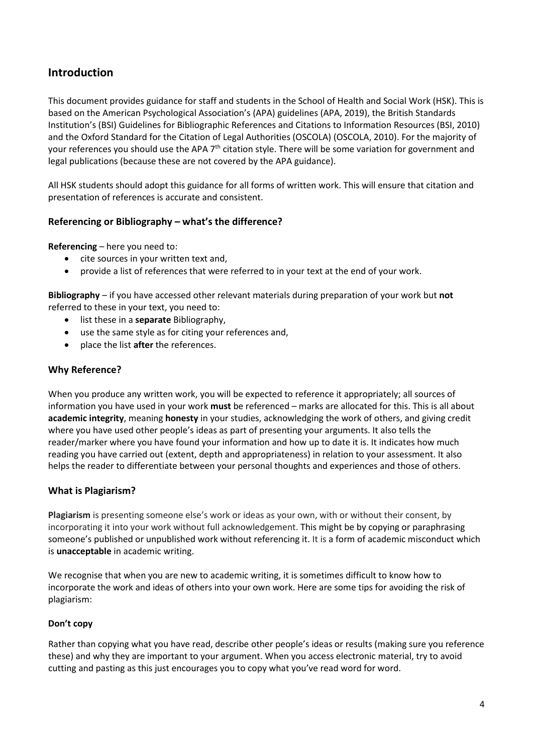## Introduction

This document provides guidance for staff and students in the School of Health and Social Work (HSK). This is based on the American Psychological Association's (APA) guidelines (APA, 2019), the British Standards Institution's (BSI) Guidelines for Bibliographic References and Citations to Information Resources (BSI, 2010) and the Oxford Standard for the Citation of Legal Authorities (OSCOLA) (OSCOLA, 2010). For the majority of your references you should use the APA 7th citation style. There will be some variation for government and legal publications (because these are not covered by the APA guidance).

All HSK students should adopt this guidance for all forms of written work. This will ensure that citation and presentation of references is accurate and consistent.

### Referencing or Bibliography – what's the difference?

**Referencing** – here you need to:

- cite sources in your written text and,
- provide a list of references that were referred to in your text at the end of your work.

**Bibliography** – if you have accessed other relevant materials during preparation of your work but **not** referred to these in your text, you need to:

- list these in a **separate** Bibliography,
- use the same style as for citing your references and,
- place the list **after** the references.

### Why Reference?

When you produce any written work, you will be expected to reference it appropriately; all sources of information you have used in your work **must** be referenced – marks are allocated for this. This is all about **academic integrity**, meaning **honesty** in your studies, acknowledging the work of others, and giving credit where you have used other people's ideas as part of presenting your arguments. It also tells the reader/marker where you have found your information and how up to date it is. It indicates how much reading you have carried out (extent, depth and appropriateness) in relation to your assessment. It also helps the reader to differentiate between your personal thoughts and experiences and those of others.

### What is Plagiarism?

**Plagiarism** is presenting someone else's work or ideas as your own, with or without their consent, by incorporating it into your work without full acknowledgement. This might be by copying or paraphrasing someone's published or unpublished work without referencing it. It is a form of academic misconduct which is **unacceptable** in academic writing.

We recognise that when you are new to academic writing, it is sometimes difficult to know how to incorporate the work and ideas of others into your own work. Here are some tips for avoiding the risk of plagiarism:

#### Don't copy

Rather than copying what you have read, describe other people's ideas or results (making sure you reference these) and why they are important to your argument. When you access electronic material, try to avoid cutting and pasting as this just encourages you to copy what you've read word for word.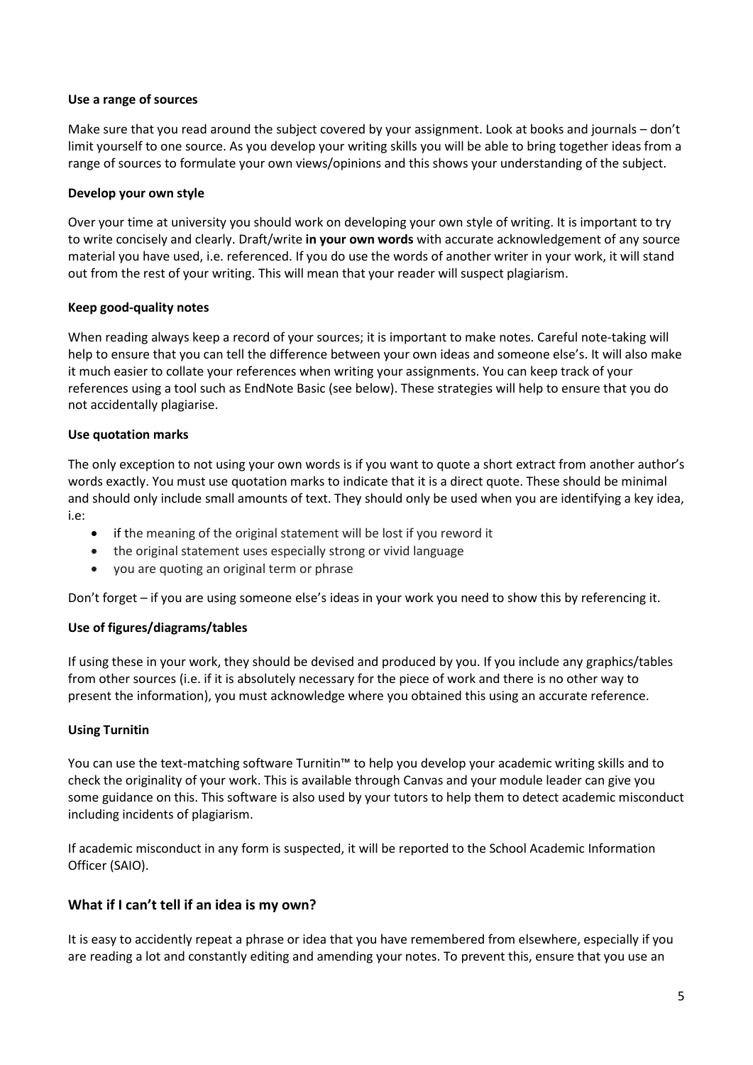**Use a range of sources**

Make sure that you read around the subject covered by your assignment. Look at books and journals – don't limit yourself to one source. As you develop your writing skills you will be able to bring together ideas from a range of sources to formulate your own views/opinions and this shows your understanding of the subject.

**Develop your own style**

Over your time at university you should work on developing your own style of writing. It is important to try to write concisely and clearly. Draft/write **in your own words** with accurate acknowledgement of any source material you have used, i.e. referenced. If you do use the words of another writer in your work, it will stand out from the rest of your writing. This will mean that your reader will suspect plagiarism.

**Keep good-quality notes**

When reading always keep a record of your sources; it is important to make notes. Careful note-taking will help to ensure that you can tell the difference between your own ideas and someone else's. It will also make it much easier to collate your references when writing your assignments. You can keep track of your references using a tool such as EndNote Basic (see below). These strategies will help to ensure that you do not accidentally plagiarise.

**Use quotation marks**

The only exception to not using your own words is if you want to quote a short extract from another author's words exactly. You must use quotation marks to indicate that it is a direct quote. These should be minimal and should only include small amounts of text. They should only be used when you are identifying a key idea, i.e:

- if the meaning of the original statement will be lost if you reword it
- the original statement uses especially strong or vivid language
- you are quoting an original term or phrase

Don't forget – if you are using someone else's ideas in your work you need to show this by referencing it.

**Use of figures/diagrams/tables**

If using these in your work, they should be devised and produced by you. If you include any graphics/tables from other sources (i.e. if it is absolutely necessary for the piece of work and there is no other way to present the information), you must acknowledge where you obtained this using an accurate reference.

**Using Turnitin**

You can use the text-matching software Turnitin™ to help you develop your academic writing skills and to check the originality of your work. This is available through Canvas and your module leader can give you some guidance on this. This software is also used by your tutors to help them to detect academic misconduct including incidents of plagiarism.

If academic misconduct in any form is suspected, it will be reported to the School Academic Information Officer (SAIO).

## What if I can't tell if an idea is my own?

It is easy to accidently repeat a phrase or idea that you have remembered from elsewhere, especially if you are reading a lot and constantly editing and amending your notes. To prevent this, ensure that you use an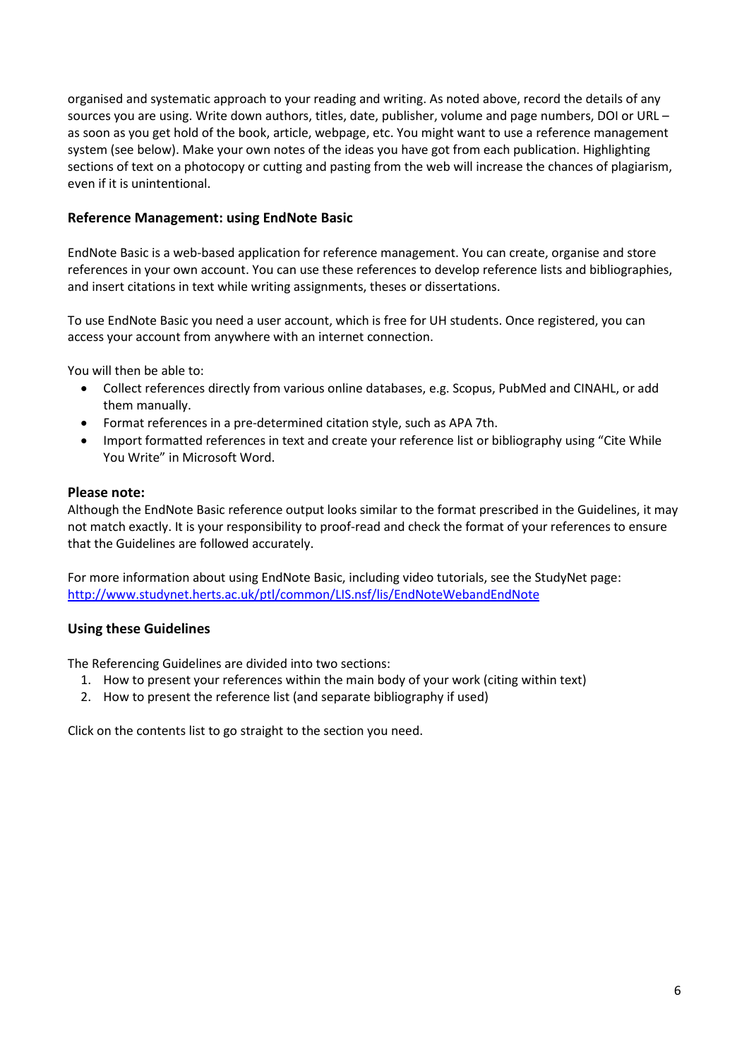organised and systematic approach to your reading and writing. As noted above, record the details of any sources you are using. Write down authors, titles, date, publisher, volume and page numbers, DOI or URL – as soon as you get hold of the book, article, webpage, etc. You might want to use a reference management system (see below). Make your own notes of the ideas you have got from each publication. Highlighting sections of text on a photocopy or cutting and pasting from the web will increase the chances of plagiarism, even if it is unintentional.

### Reference Management: using EndNote Basic

EndNote Basic is a web-based application for reference management. You can create, organise and store references in your own account. You can use these references to develop reference lists and bibliographies, and insert citations in text while writing assignments, theses or dissertations.

To use EndNote Basic you need a user account, which is free for UH students. Once registered, you can access your account from anywhere with an internet connection.

You will then be able to:

- Collect references directly from various online databases, e.g. Scopus, PubMed and CINAHL, or add them manually.
- Format references in a pre-determined citation style, such as APA 7th.
- Import formatted references in text and create your reference list or bibliography using "Cite While You Write" in Microsoft Word.

**Please note:**
Although the EndNote Basic reference output looks similar to the format prescribed in the Guidelines, it may not match exactly. It is your responsibility to proof-read and check the format of your references to ensure that the Guidelines are followed accurately.

For more information about using EndNote Basic, including video tutorials, see the StudyNet page: [http://www.studynet.herts.ac.uk/ptl/common/LIS.nsf/lis/EndNoteWebandEndNote](http://www.studynet.herts.ac.uk/ptl/common/LIS.nsf/lis/EndNoteWebandEndNote)

### Using these Guidelines

The Referencing Guidelines are divided into two sections:

1. How to present your references within the main body of your work (citing within text)
2. How to present the reference list (and separate bibliography if used)

Click on the contents list to go straight to the section you need.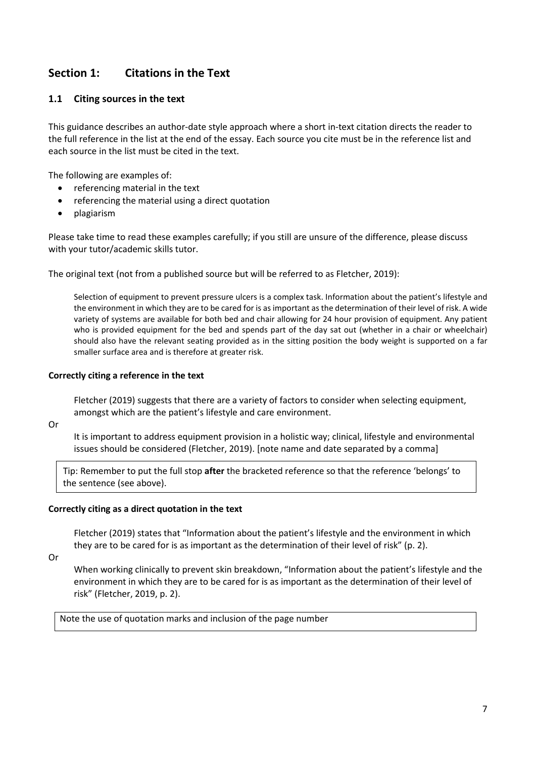# Section 1: Citations in the Text

## 1.1 Citing sources in the text

This guidance describes an author-date style approach where a short in-text citation directs the reader to the full reference in the list at the end of the essay. Each source you cite must be in the reference list and each source in the list must be cited in the text.

The following are examples of:

- referencing material in the text
- referencing the material using a direct quotation
- plagiarism

Please take time to read these examples carefully; if you still are unsure of the difference, please discuss with your tutor/academic skills tutor.

The original text (not from a published source but will be referred to as Fletcher, 2019):

> Selection of equipment to prevent pressure ulcers is a complex task. Information about the patient's lifestyle and the environment in which they are to be cared for is as important as the determination of their level of risk. A wide variety of systems are available for both bed and chair allowing for 24 hour provision of equipment. Any patient who is provided equipment for the bed and spends part of the day sat out (whether in a chair or wheelchair) should also have the relevant seating provided as in the sitting position the body weight is supported on a far smaller surface area and is therefore at greater risk.

**Correctly citing a reference in the text**

> Fletcher (2019) suggests that there are a variety of factors to consider when selecting equipment, amongst which are the patient's lifestyle and care environment.

Or

> It is important to address equipment provision in a holistic way; clinical, lifestyle and environmental issues should be considered (Fletcher, 2019). [note name and date separated by a comma]

Tip: Remember to put the full stop **after** the bracketed reference so that the reference 'belongs' to the sentence (see above).

**Correctly citing as a direct quotation in the text**

> Fletcher (2019) states that "Information about the patient's lifestyle and the environment in which they are to be cared for is as important as the determination of their level of risk" (p. 2).

Or

> When working clinically to prevent skin breakdown, "Information about the patient's lifestyle and the environment in which they are to be cared for is as important as the determination of their level of risk" (Fletcher, 2019, p. 2).

Note the use of quotation marks and inclusion of the page number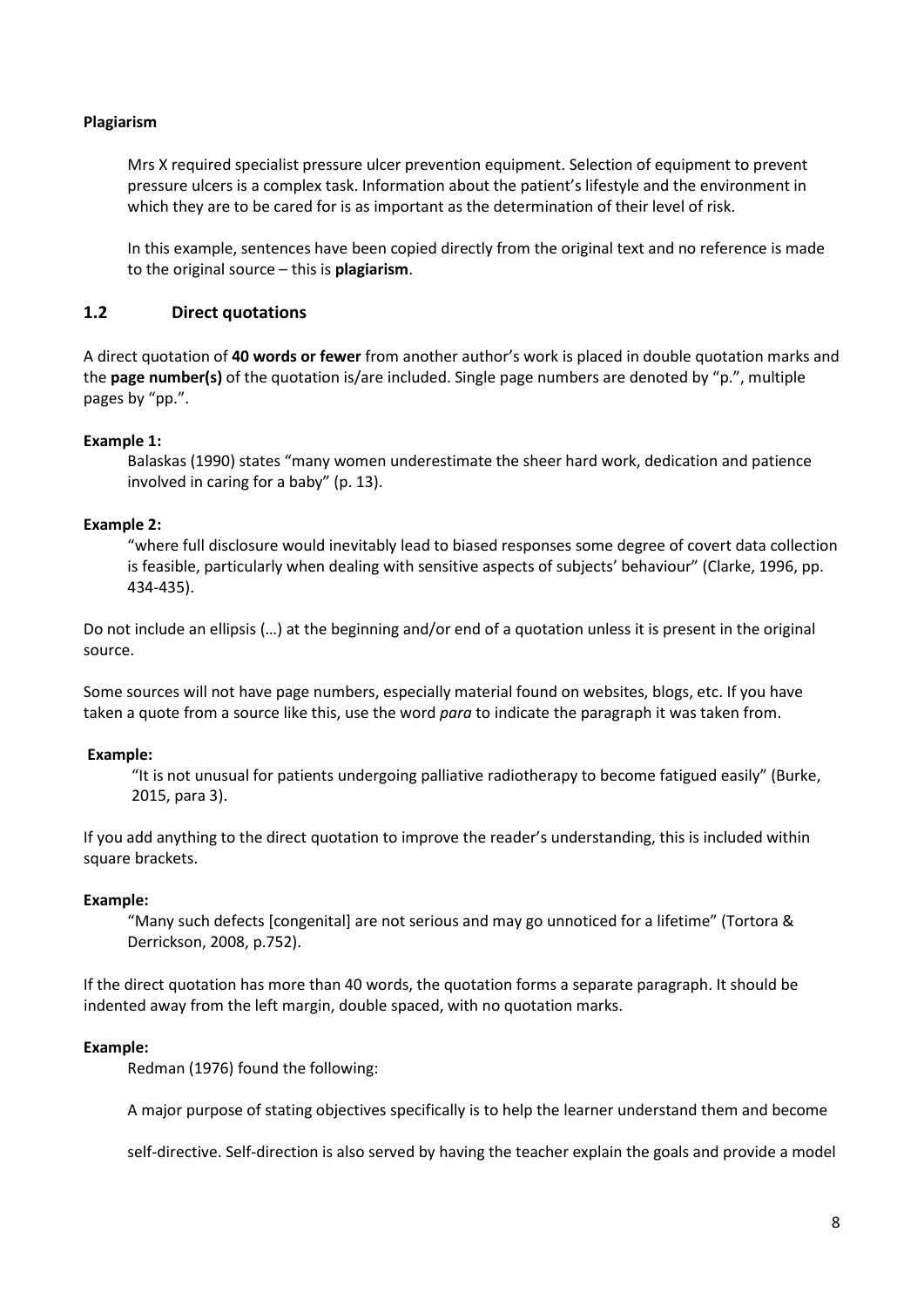**Plagiarism**

Mrs X required specialist pressure ulcer prevention equipment. Selection of equipment to prevent pressure ulcers is a complex task. Information about the patient's lifestyle and the environment in which they are to be cared for is as important as the determination of their level of risk.

In this example, sentences have been copied directly from the original text and no reference is made to the original source – this is **plagiarism**.

## 1.2 Direct quotations

A direct quotation of **40 words or fewer** from another author's work is placed in double quotation marks and the **page number(s)** of the quotation is/are included. Single page numbers are denoted by "p.", multiple pages by "pp.".

**Example 1:**

Balaskas (1990) states "many women underestimate the sheer hard work, dedication and patience involved in caring for a baby" (p. 13).

**Example 2:**

"where full disclosure would inevitably lead to biased responses some degree of covert data collection is feasible, particularly when dealing with sensitive aspects of subjects' behaviour" (Clarke, 1996, pp. 434-435).

Do not include an ellipsis (…) at the beginning and/or end of a quotation unless it is present in the original source.

Some sources will not have page numbers, especially material found on websites, blogs, etc. If you have taken a quote from a source like this, use the word *para* to indicate the paragraph it was taken from.

**Example:**

"It is not unusual for patients undergoing palliative radiotherapy to become fatigued easily" (Burke, 2015, para 3).

If you add anything to the direct quotation to improve the reader's understanding, this is included within square brackets.

**Example:**

"Many such defects [congenital] are not serious and may go unnoticed for a lifetime" (Tortora & Derrickson, 2008, p.752).

If the direct quotation has more than 40 words, the quotation forms a separate paragraph. It should be indented away from the left margin, double spaced, with no quotation marks.

**Example:**

Redman (1976) found the following:

A major purpose of stating objectives specifically is to help the learner understand them and become

self-directive. Self-direction is also served by having the teacher explain the goals and provide a model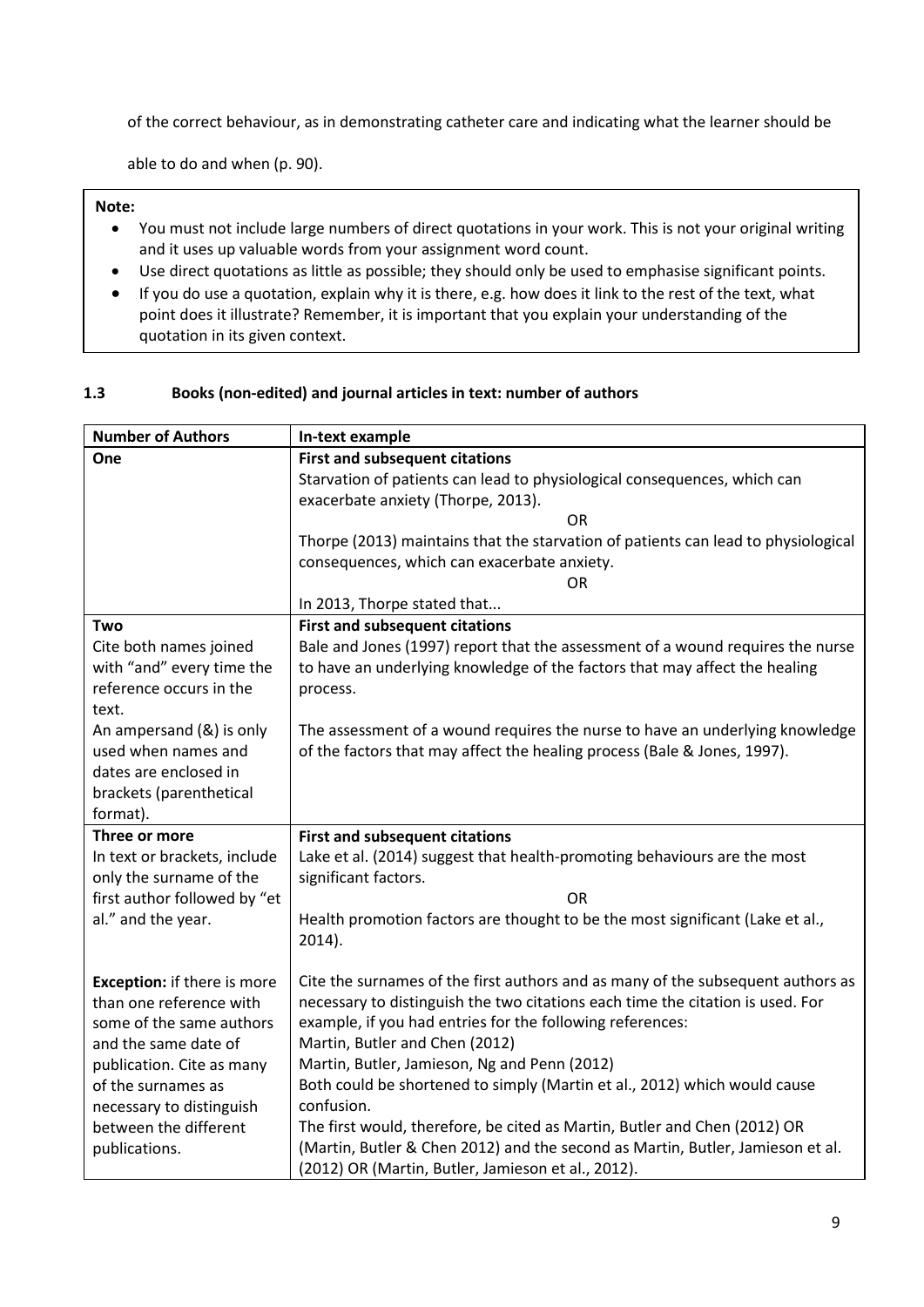of the correct behaviour, as in demonstrating catheter care and indicating what the learner should be able to do and when (p. 90).

**Note:**

- You must not include large numbers of direct quotations in your work. This is not your original writing and it uses up valuable words from your assignment word count.
- Use direct quotations as little as possible; they should only be used to emphasise significant points.
- If you do use a quotation, explain why it is there, e.g. how does it link to the rest of the text, what point does it illustrate? Remember, it is important that you explain your understanding of the quotation in its given context.

### 1.3 Books (non-edited) and journal articles in text: number of authors

| Number of Authors | In-text example |
|---|---|
| **One** | **First and subsequent citations**<br>Starvation of patients can lead to physiological consequences, which can exacerbate anxiety (Thorpe, 2013).<br>OR<br>Thorpe (2013) maintains that the starvation of patients can lead to physiological consequences, which can exacerbate anxiety.<br>OR<br>In 2013, Thorpe stated that... |
| **Two**<br>Cite both names joined with "and" every time the reference occurs in the text.<br>An ampersand (&) is only used when names and dates are enclosed in brackets (parenthetical format). | **First and subsequent citations**<br>Bale and Jones (1997) report that the assessment of a wound requires the nurse to have an underlying knowledge of the factors that may affect the healing process.<br><br>The assessment of a wound requires the nurse to have an underlying knowledge of the factors that may affect the healing process (Bale & Jones, 1997). |
| **Three or more**<br>In text or brackets, include only the surname of the first author followed by "et al." and the year.<br><br>**Exception:** if there is more than one reference with some of the same authors and the same date of publication. Cite as many of the surnames as necessary to distinguish between the different publications. | **First and subsequent citations**<br>Lake et al. (2014) suggest that health-promoting behaviours are the most significant factors.<br>OR<br>Health promotion factors are thought to be the most significant (Lake et al., 2014).<br><br>Cite the surnames of the first authors and as many of the subsequent authors as necessary to distinguish the two citations each time the citation is used. For example, if you had entries for the following references:<br>Martin, Butler and Chen (2012)<br>Martin, Butler, Jamieson, Ng and Penn (2012)<br>Both could be shortened to simply (Martin et al., 2012) which would cause confusion.<br>The first would, therefore, be cited as Martin, Butler and Chen (2012) OR (Martin, Butler & Chen 2012) and the second as Martin, Butler, Jamieson et al. (2012) OR (Martin, Butler, Jamieson et al., 2012). |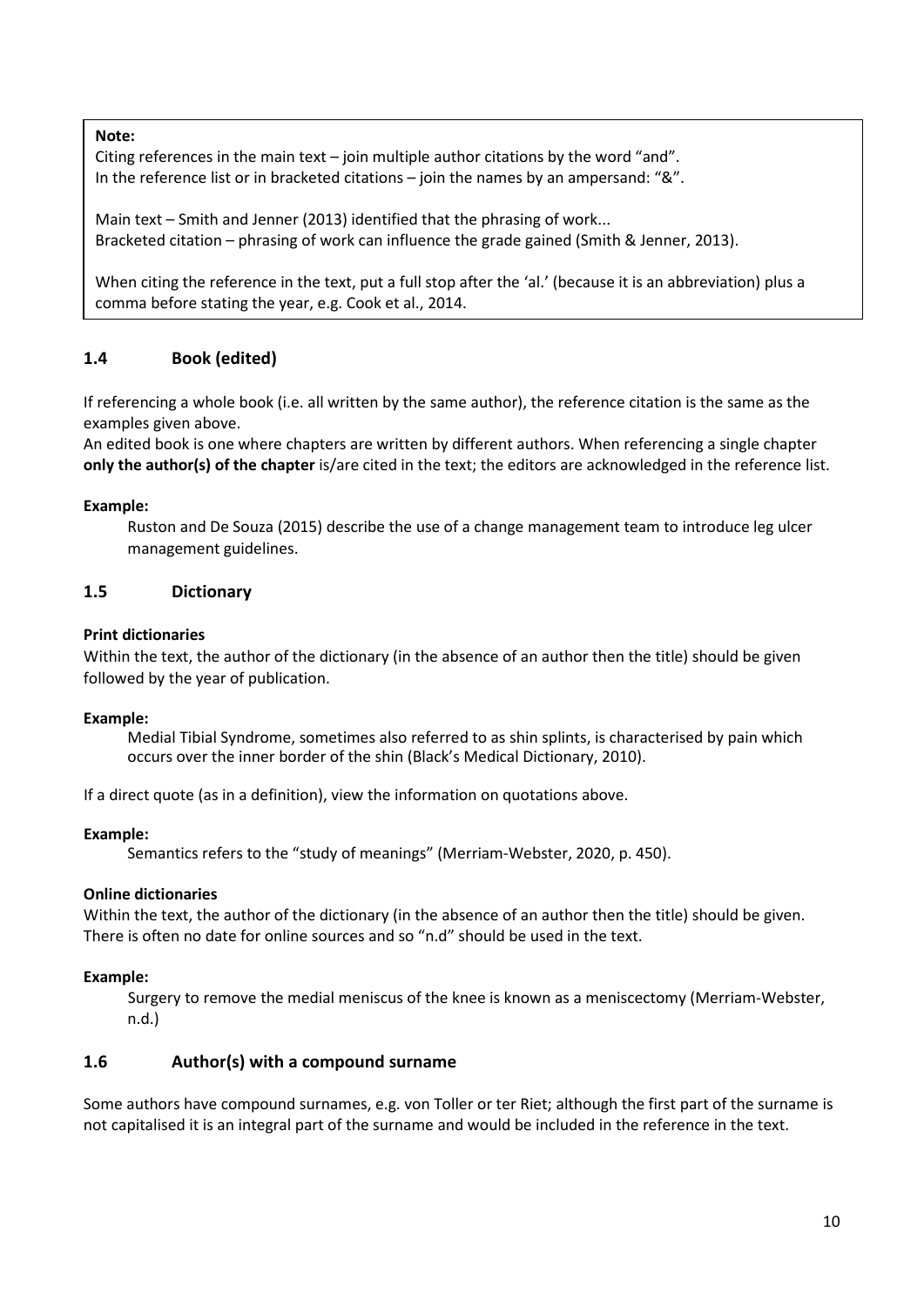**Note:**

Citing references in the main text – join multiple author citations by the word "and".
In the reference list or in bracketed citations – join the names by an ampersand: "&".

Main text – Smith and Jenner (2013) identified that the phrasing of work...
Bracketed citation – phrasing of work can influence the grade gained (Smith & Jenner, 2013).

When citing the reference in the text, put a full stop after the 'al.' (because it is an abbreviation) plus a comma before stating the year, e.g. Cook et al., 2014.

## 1.4 Book (edited)

If referencing a whole book (i.e. all written by the same author), the reference citation is the same as the examples given above.
An edited book is one where chapters are written by different authors. When referencing a single chapter **only the author(s) of the chapter** is/are cited in the text; the editors are acknowledged in the reference list.

**Example:**

> Ruston and De Souza (2015) describe the use of a change management team to introduce leg ulcer management guidelines.

## 1.5 Dictionary

**Print dictionaries**

Within the text, the author of the dictionary (in the absence of an author then the title) should be given followed by the year of publication.

**Example:**

> Medial Tibial Syndrome, sometimes also referred to as shin splints, is characterised by pain which occurs over the inner border of the shin (Black's Medical Dictionary, 2010).

If a direct quote (as in a definition), view the information on quotations above.

**Example:**

> Semantics refers to the "study of meanings" (Merriam-Webster, 2020, p. 450).

**Online dictionaries**

Within the text, the author of the dictionary (in the absence of an author then the title) should be given. There is often no date for online sources and so "n.d" should be used in the text.

**Example:**

> Surgery to remove the medial meniscus of the knee is known as a meniscectomy (Merriam-Webster, n.d.)

## 1.6 Author(s) with a compound surname

Some authors have compound surnames, e.g. von Toller or ter Riet; although the first part of the surname is not capitalised it is an integral part of the surname and would be included in the reference in the text.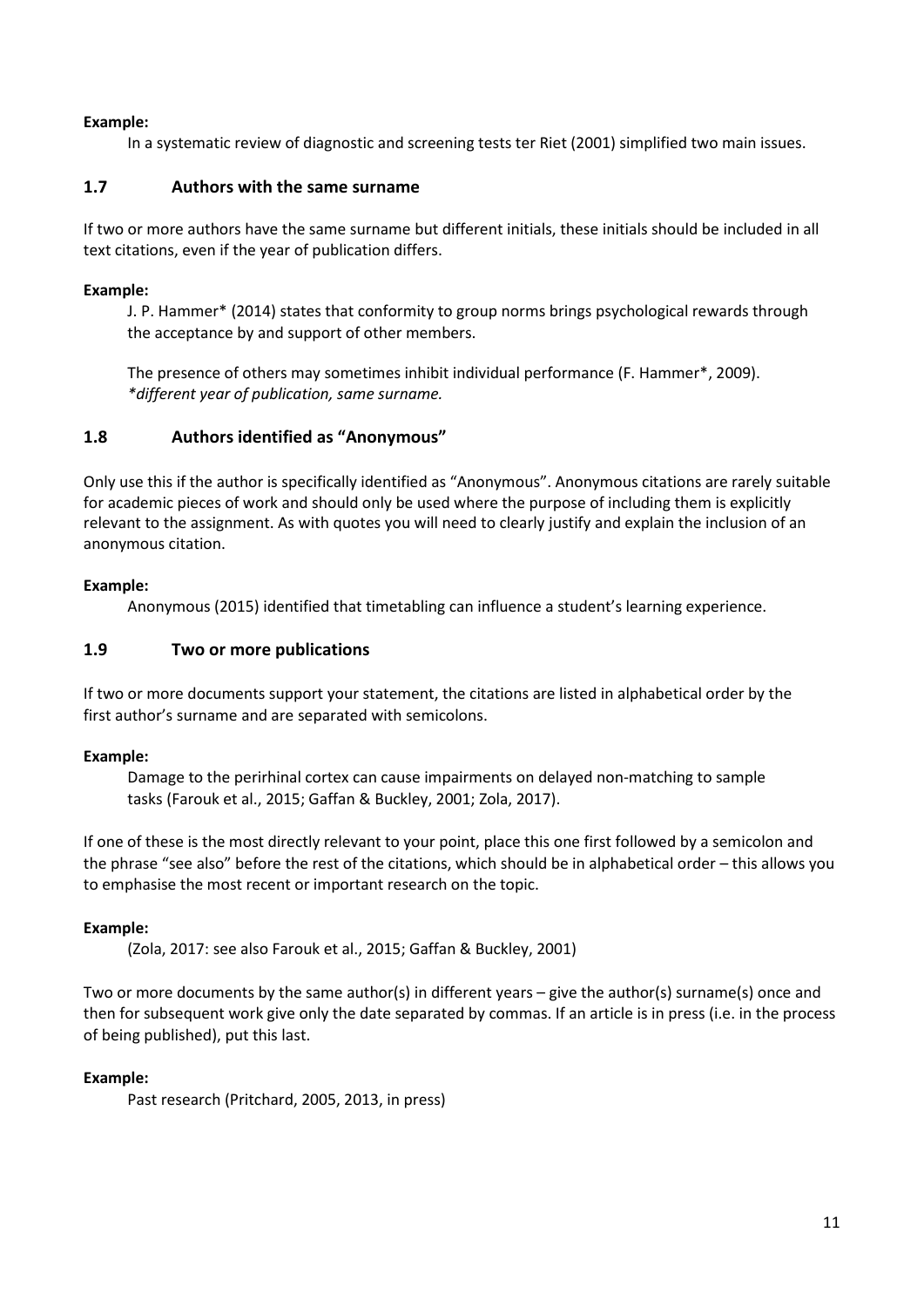**Example:**

In a systematic review of diagnostic and screening tests ter Riet (2001) simplified two main issues.

## 1.7 Authors with the same surname

If two or more authors have the same surname but different initials, these initials should be included in all text citations, even if the year of publication differs.

**Example:**

J. P. Hammer* (2014) states that conformity to group norms brings psychological rewards through the acceptance by and support of other members.

The presence of others may sometimes inhibit individual performance (F. Hammer*, 2009).
*\*different year of publication, same surname.*

## 1.8 Authors identified as "Anonymous"

Only use this if the author is specifically identified as "Anonymous". Anonymous citations are rarely suitable for academic pieces of work and should only be used where the purpose of including them is explicitly relevant to the assignment. As with quotes you will need to clearly justify and explain the inclusion of an anonymous citation.

**Example:**

Anonymous (2015) identified that timetabling can influence a student's learning experience.

## 1.9 Two or more publications

If two or more documents support your statement, the citations are listed in alphabetical order by the first author's surname and are separated with semicolons.

**Example:**

Damage to the perirhinal cortex can cause impairments on delayed non-matching to sample tasks (Farouk et al., 2015; Gaffan & Buckley, 2001; Zola, 2017).

If one of these is the most directly relevant to your point, place this one first followed by a semicolon and the phrase "see also" before the rest of the citations, which should be in alphabetical order – this allows you to emphasise the most recent or important research on the topic.

**Example:**

(Zola, 2017: see also Farouk et al., 2015; Gaffan & Buckley, 2001)

Two or more documents by the same author(s) in different years – give the author(s) surname(s) once and then for subsequent work give only the date separated by commas. If an article is in press (i.e. in the process of being published), put this last.

**Example:**

Past research (Pritchard, 2005, 2013, in press)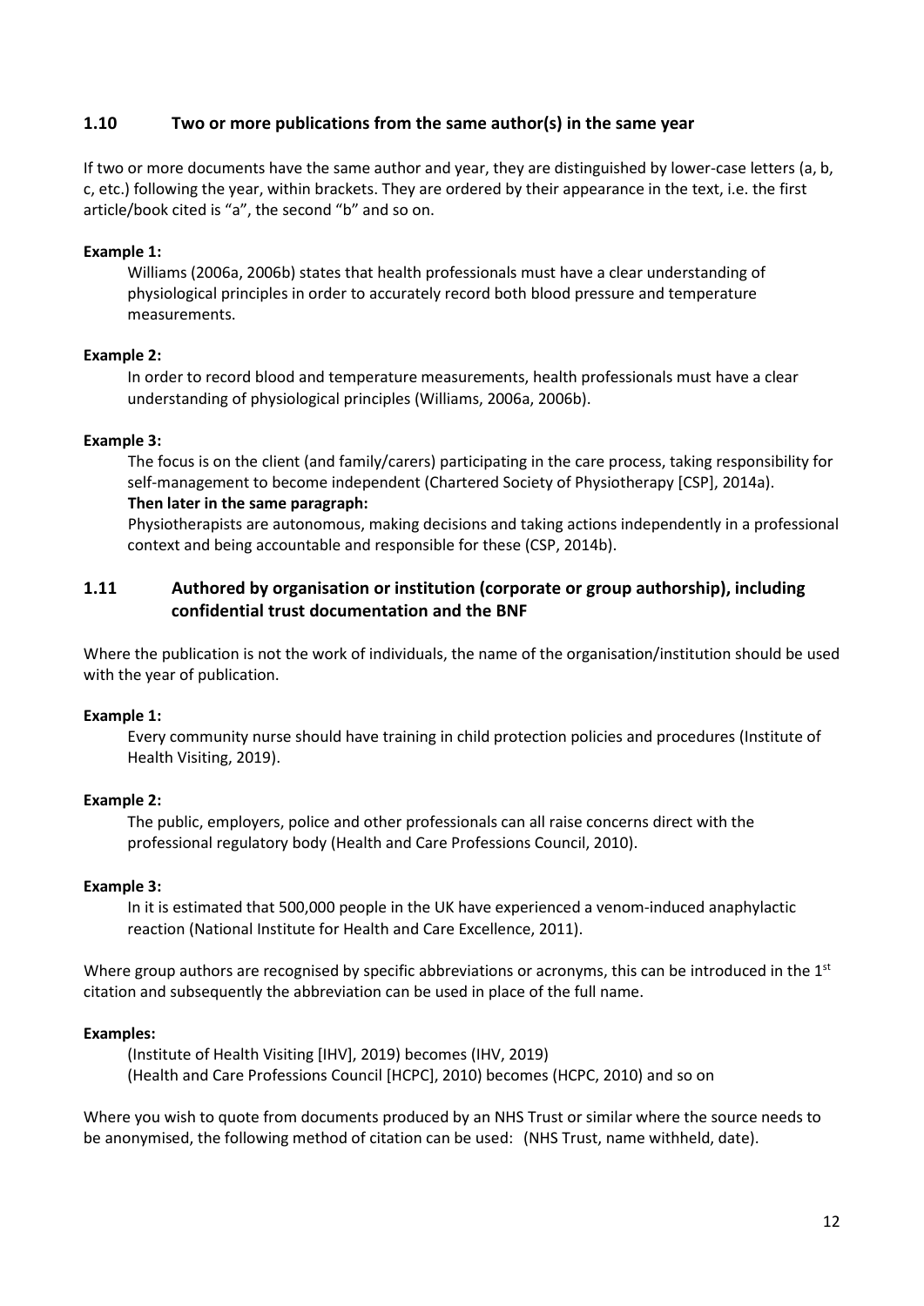## 1.10 Two or more publications from the same author(s) in the same year

If two or more documents have the same author and year, they are distinguished by lower-case letters (a, b, c, etc.) following the year, within brackets. They are ordered by their appearance in the text, i.e. the first article/book cited is "a", the second "b" and so on.

**Example 1:**

Williams (2006a, 2006b) states that health professionals must have a clear understanding of physiological principles in order to accurately record both blood pressure and temperature measurements.

**Example 2:**

In order to record blood and temperature measurements, health professionals must have a clear understanding of physiological principles (Williams, 2006a, 2006b).

**Example 3:**

The focus is on the client (and family/carers) participating in the care process, taking responsibility for self-management to become independent (Chartered Society of Physiotherapy [CSP], 2014a).

**Then later in the same paragraph:**

Physiotherapists are autonomous, making decisions and taking actions independently in a professional context and being accountable and responsible for these (CSP, 2014b).

## 1.11 Authored by organisation or institution (corporate or group authorship), including confidential trust documentation and the BNF

Where the publication is not the work of individuals, the name of the organisation/institution should be used with the year of publication.

**Example 1:**

Every community nurse should have training in child protection policies and procedures (Institute of Health Visiting, 2019).

**Example 2:**

The public, employers, police and other professionals can all raise concerns direct with the professional regulatory body (Health and Care Professions Council, 2010).

**Example 3:**

In it is estimated that 500,000 people in the UK have experienced a venom-induced anaphylactic reaction (National Institute for Health and Care Excellence, 2011).

Where group authors are recognised by specific abbreviations or acronyms, this can be introduced in the 1st citation and subsequently the abbreviation can be used in place of the full name.

**Examples:**

(Institute of Health Visiting [IHV], 2019) becomes (IHV, 2019)
(Health and Care Professions Council [HCPC], 2010) becomes (HCPC, 2010) and so on

Where you wish to quote from documents produced by an NHS Trust or similar where the source needs to be anonymised, the following method of citation can be used: (NHS Trust, name withheld, date).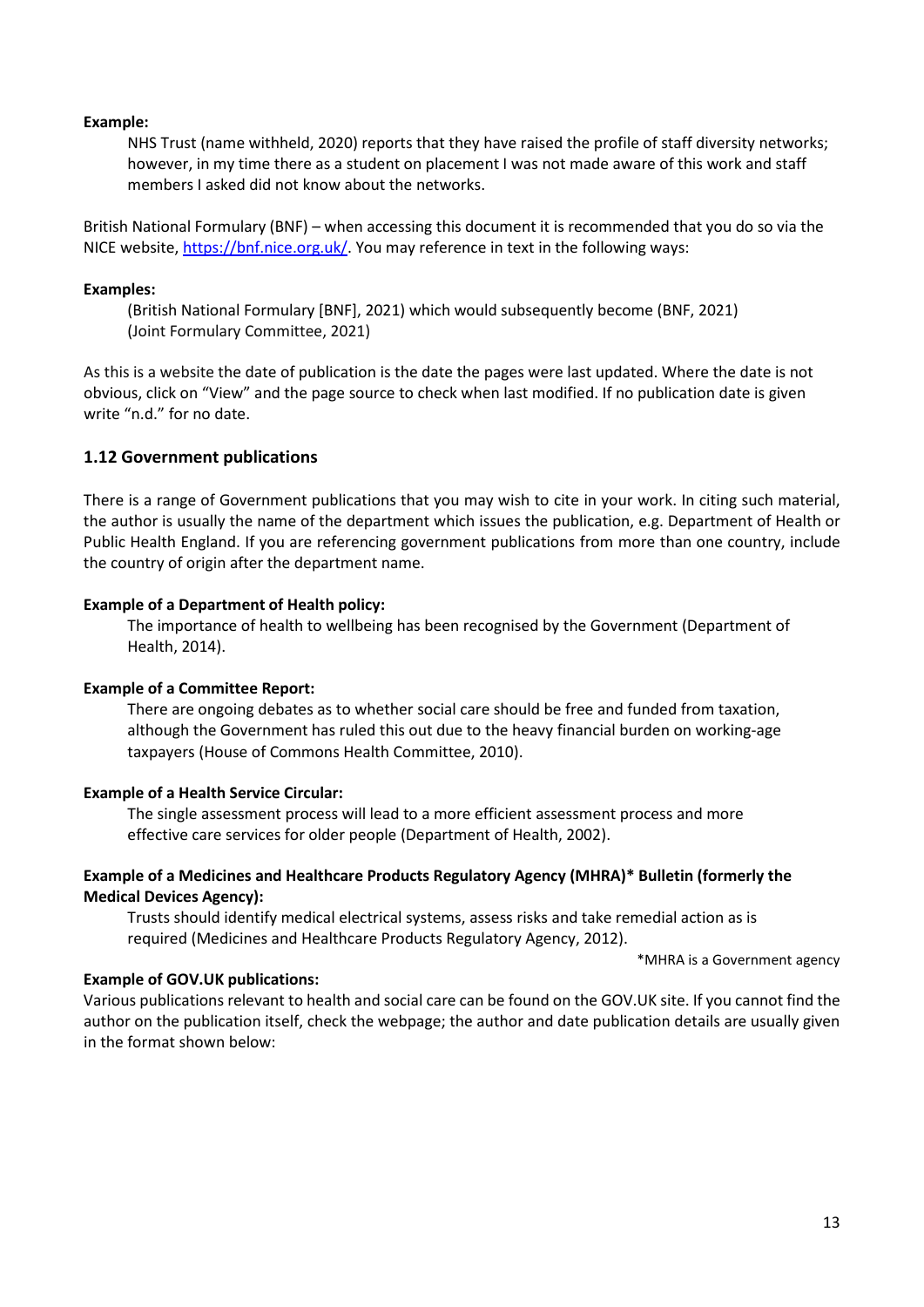**Example:**

> NHS Trust (name withheld, 2020) reports that they have raised the profile of staff diversity networks; however, in my time there as a student on placement I was not made aware of this work and staff members I asked did not know about the networks.

British National Formulary (BNF) – when accessing this document it is recommended that you do so via the NICE website, https://bnf.nice.org.uk/. You may reference in text in the following ways:

**Examples:**

> (British National Formulary [BNF], 2021) which would subsequently become (BNF, 2021)
> (Joint Formulary Committee, 2021)

As this is a website the date of publication is the date the pages were last updated. Where the date is not obvious, click on "View" and the page source to check when last modified. If no publication date is given write "n.d." for no date.

## 1.12 Government publications

There is a range of Government publications that you may wish to cite in your work. In citing such material, the author is usually the name of the department which issues the publication, e.g. Department of Health or Public Health England. If you are referencing government publications from more than one country, include the country of origin after the department name.

**Example of a Department of Health policy:**

> The importance of health to wellbeing has been recognised by the Government (Department of Health, 2014).

**Example of a Committee Report:**

> There are ongoing debates as to whether social care should be free and funded from taxation, although the Government has ruled this out due to the heavy financial burden on working-age taxpayers (House of Commons Health Committee, 2010).

**Example of a Health Service Circular:**

> The single assessment process will lead to a more efficient assessment process and more effective care services for older people (Department of Health, 2002).

**Example of a Medicines and Healthcare Products Regulatory Agency (MHRA)* Bulletin (formerly the Medical Devices Agency):**

> Trusts should identify medical electrical systems, assess risks and take remedial action as is required (Medicines and Healthcare Products Regulatory Agency, 2012).

*MHRA is a Government agency

**Example of GOV.UK publications:**

Various publications relevant to health and social care can be found on the GOV.UK site. If you cannot find the author on the publication itself, check the webpage; the author and date publication details are usually given in the format shown below: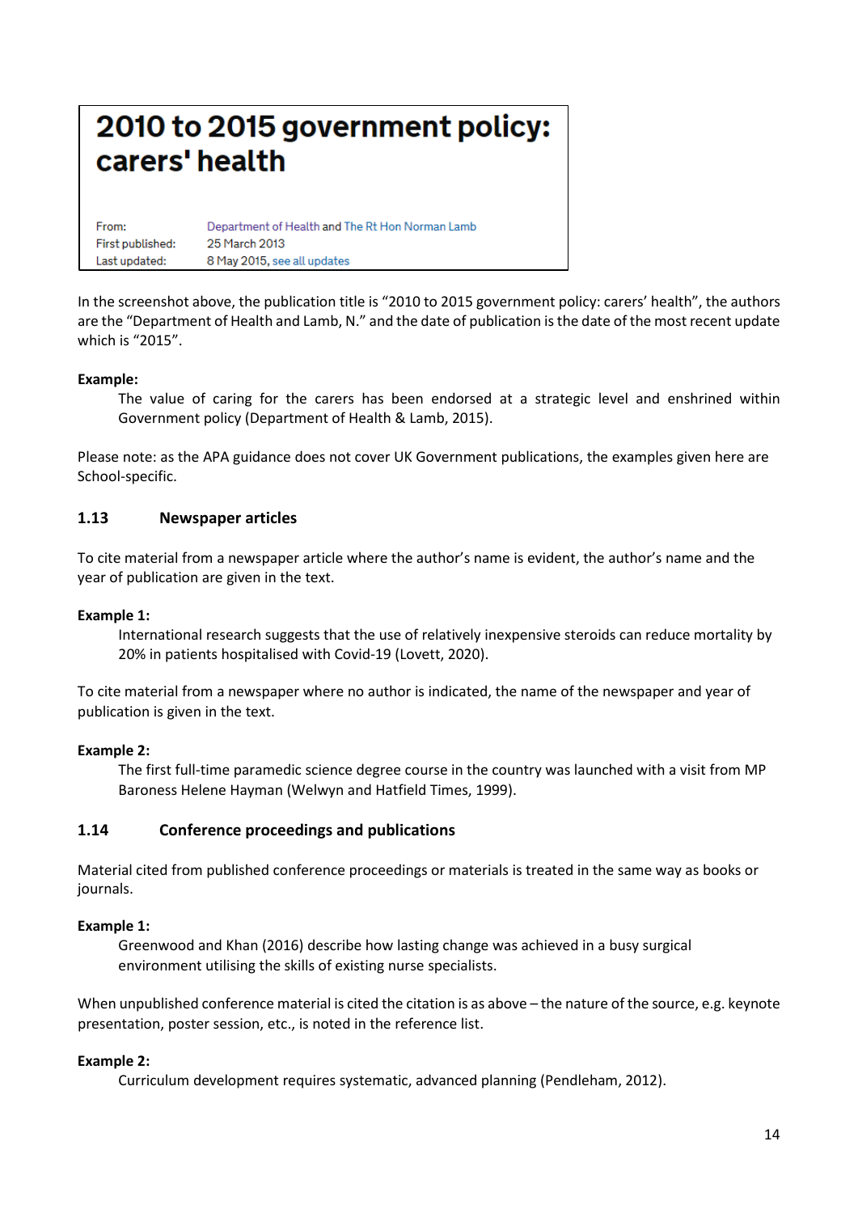**2010 to 2015 government policy: carers' health**

| From: | Department of Health and The Rt Hon Norman Lamb |
|---|---|
| First published: | 25 March 2013 |
| Last updated: | 8 May 2015, see all updates |

In the screenshot above, the publication title is "2010 to 2015 government policy: carers' health", the authors are the "Department of Health and Lamb, N." and the date of publication is the date of the most recent update which is "2015".

**Example:**

> The value of caring for the carers has been endorsed at a strategic level and enshrined within Government policy (Department of Health & Lamb, 2015).

Please note: as the APA guidance does not cover UK Government publications, the examples given here are School-specific.

### 1.13 Newspaper articles

To cite material from a newspaper article where the author's name is evident, the author's name and the year of publication are given in the text.

**Example 1:**

> International research suggests that the use of relatively inexpensive steroids can reduce mortality by 20% in patients hospitalised with Covid-19 (Lovett, 2020).

To cite material from a newspaper where no author is indicated, the name of the newspaper and year of publication is given in the text.

**Example 2:**

> The first full-time paramedic science degree course in the country was launched with a visit from MP Baroness Helene Hayman (Welwyn and Hatfield Times, 1999).

### 1.14 Conference proceedings and publications

Material cited from published conference proceedings or materials is treated in the same way as books or journals.

**Example 1:**

> Greenwood and Khan (2016) describe how lasting change was achieved in a busy surgical environment utilising the skills of existing nurse specialists.

When unpublished conference material is cited the citation is as above – the nature of the source, e.g. keynote presentation, poster session, etc., is noted in the reference list.

**Example 2:**

> Curriculum development requires systematic, advanced planning (Pendleham, 2012).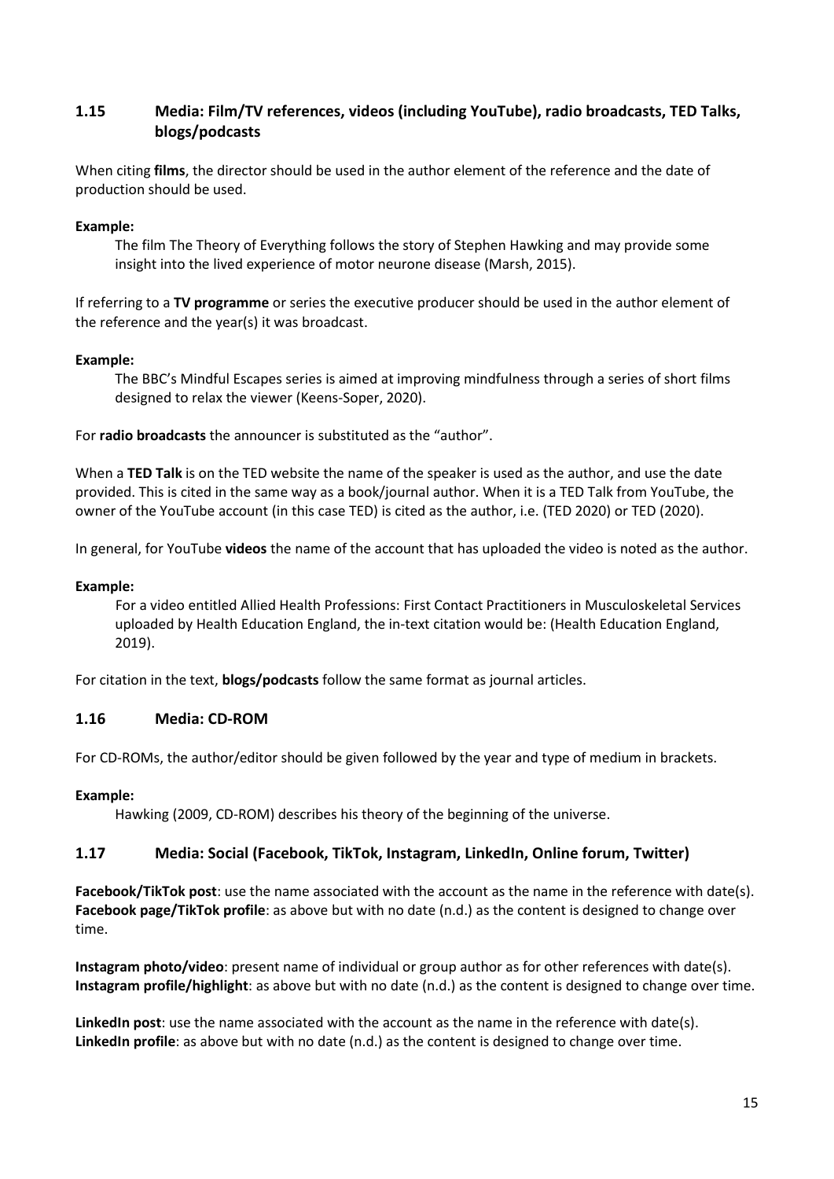## 1.15 Media: Film/TV references, videos (including YouTube), radio broadcasts, TED Talks, blogs/podcasts

When citing **films**, the director should be used in the author element of the reference and the date of production should be used.

**Example:**

> The film The Theory of Everything follows the story of Stephen Hawking and may provide some insight into the lived experience of motor neurone disease (Marsh, 2015).

If referring to a **TV programme** or series the executive producer should be used in the author element of the reference and the year(s) it was broadcast.

**Example:**

> The BBC's Mindful Escapes series is aimed at improving mindfulness through a series of short films designed to relax the viewer (Keens-Soper, 2020).

For **radio broadcasts** the announcer is substituted as the "author".

When a **TED Talk** is on the TED website the name of the speaker is used as the author, and use the date provided. This is cited in the same way as a book/journal author. When it is a TED Talk from YouTube, the owner of the YouTube account (in this case TED) is cited as the author, i.e. (TED 2020) or TED (2020).

In general, for YouTube **videos** the name of the account that has uploaded the video is noted as the author.

**Example:**

> For a video entitled Allied Health Professions: First Contact Practitioners in Musculoskeletal Services uploaded by Health Education England, the in-text citation would be: (Health Education England, 2019).

For citation in the text, **blogs/podcasts** follow the same format as journal articles.

## 1.16 Media: CD-ROM

For CD-ROMs, the author/editor should be given followed by the year and type of medium in brackets.

**Example:**

> Hawking (2009, CD-ROM) describes his theory of the beginning of the universe.

## 1.17 Media: Social (Facebook, TikTok, Instagram, LinkedIn, Online forum, Twitter)

**Facebook/TikTok post**: use the name associated with the account as the name in the reference with date(s).
**Facebook page/TikTok profile**: as above but with no date (n.d.) as the content is designed to change over time.

**Instagram photo/video**: present name of individual or group author as for other references with date(s).
**Instagram profile/highlight**: as above but with no date (n.d.) as the content is designed to change over time.

**LinkedIn post**: use the name associated with the account as the name in the reference with date(s).
**LinkedIn profile**: as above but with no date (n.d.) as the content is designed to change over time.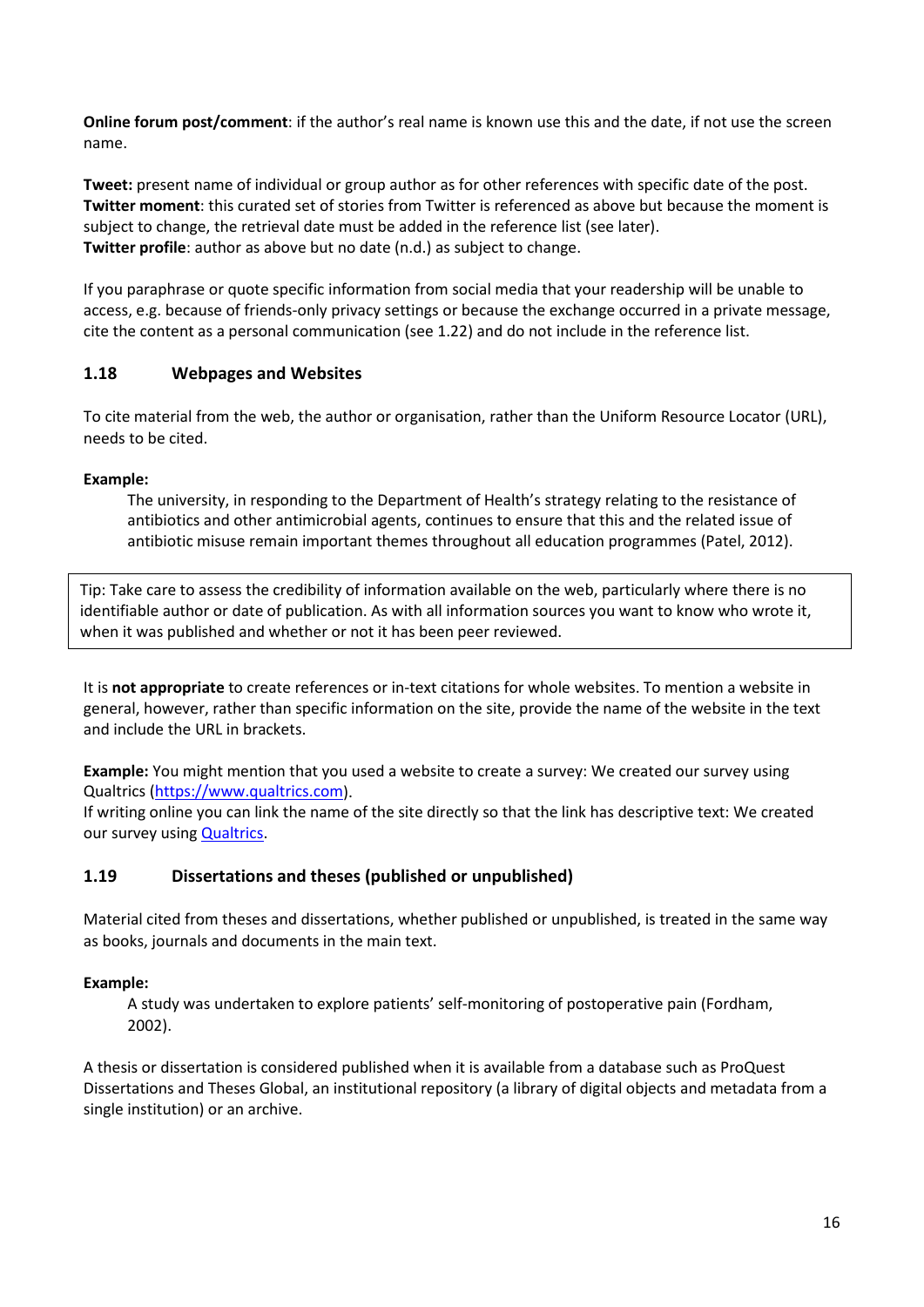**Online forum post/comment**: if the author's real name is known use this and the date, if not use the screen name.

**Tweet:** present name of individual or group author as for other references with specific date of the post.
**Twitter moment**: this curated set of stories from Twitter is referenced as above but because the moment is subject to change, the retrieval date must be added in the reference list (see later).
**Twitter profile**: author as above but no date (n.d.) as subject to change.

If you paraphrase or quote specific information from social media that your readership will be unable to access, e.g. because of friends-only privacy settings or because the exchange occurred in a private message, cite the content as a personal communication (see 1.22) and do not include in the reference list.

### 1.18 Webpages and Websites

To cite material from the web, the author or organisation, rather than the Uniform Resource Locator (URL), needs to be cited.

**Example:**

> The university, in responding to the Department of Health's strategy relating to the resistance of antibiotics and other antimicrobial agents, continues to ensure that this and the related issue of antibiotic misuse remain important themes throughout all education programmes (Patel, 2012).

> Tip: Take care to assess the credibility of information available on the web, particularly where there is no identifiable author or date of publication. As with all information sources you want to know who wrote it, when it was published and whether or not it has been peer reviewed.

It is **not appropriate** to create references or in-text citations for whole websites. To mention a website in general, however, rather than specific information on the site, provide the name of the website in the text and include the URL in brackets.

**Example:** You might mention that you used a website to create a survey: We created our survey using Qualtrics (https://www.qualtrics.com).
If writing online you can link the name of the site directly so that the link has descriptive text: We created our survey using Qualtrics.

### 1.19 Dissertations and theses (published or unpublished)

Material cited from theses and dissertations, whether published or unpublished, is treated in the same way as books, journals and documents in the main text.

**Example:**

> A study was undertaken to explore patients' self-monitoring of postoperative pain (Fordham, 2002).

A thesis or dissertation is considered published when it is available from a database such as ProQuest Dissertations and Theses Global, an institutional repository (a library of digital objects and metadata from a single institution) or an archive.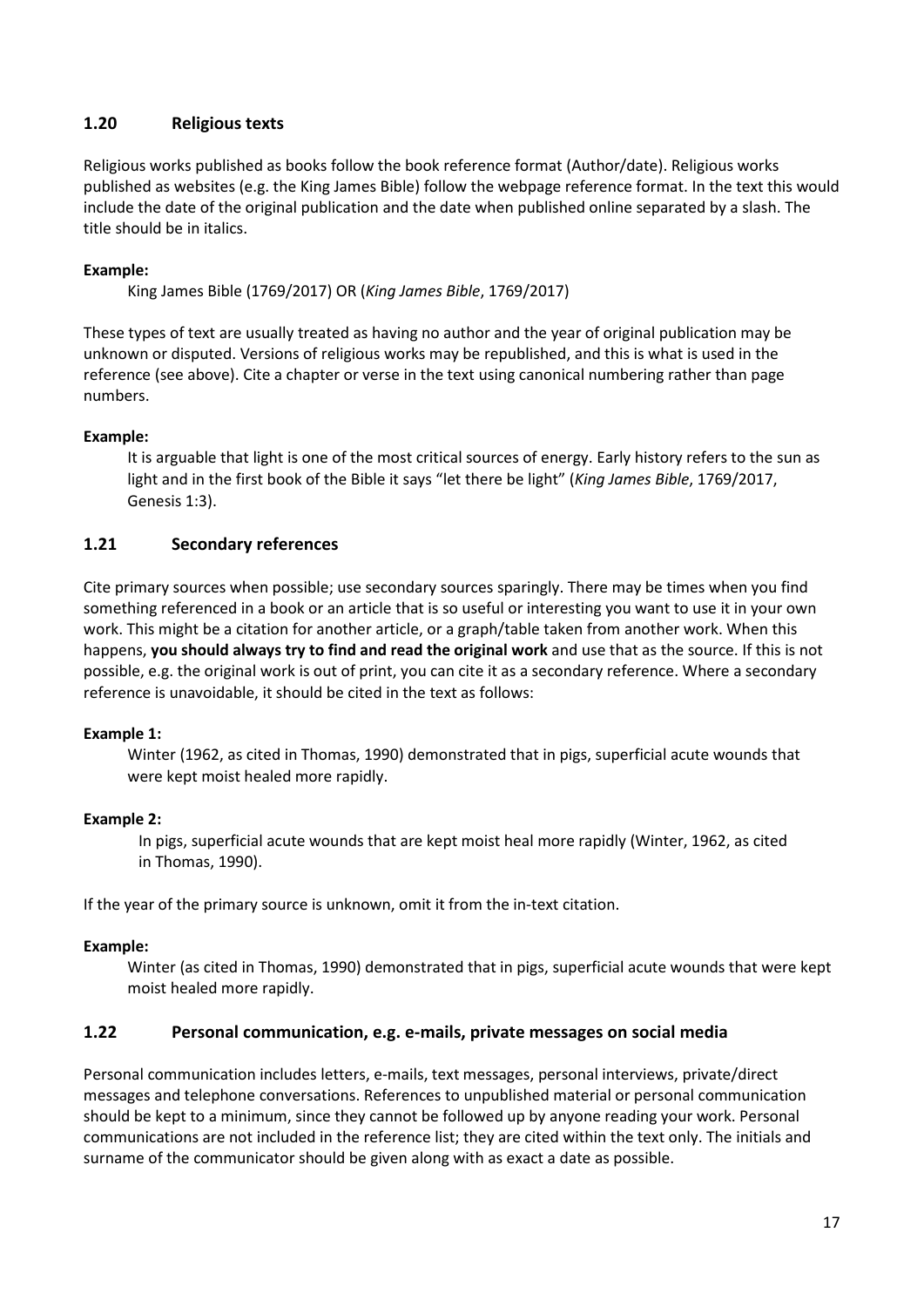## 1.20 Religious texts

Religious works published as books follow the book reference format (Author/date). Religious works published as websites (e.g. the King James Bible) follow the webpage reference format. In the text this would include the date of the original publication and the date when published online separated by a slash. The title should be in italics.

**Example:**

> King James Bible (1769/2017) OR (*King James Bible*, 1769/2017)

These types of text are usually treated as having no author and the year of original publication may be unknown or disputed. Versions of religious works may be republished, and this is what is used in the reference (see above). Cite a chapter or verse in the text using canonical numbering rather than page numbers.

**Example:**

> It is arguable that light is one of the most critical sources of energy. Early history refers to the sun as light and in the first book of the Bible it says "let there be light" (*King James Bible*, 1769/2017, Genesis 1:3).

## 1.21 Secondary references

Cite primary sources when possible; use secondary sources sparingly. There may be times when you find something referenced in a book or an article that is so useful or interesting you want to use it in your own work. This might be a citation for another article, or a graph/table taken from another work. When this happens, **you should always try to find and read the original work** and use that as the source. If this is not possible, e.g. the original work is out of print, you can cite it as a secondary reference. Where a secondary reference is unavoidable, it should be cited in the text as follows:

**Example 1:**

> Winter (1962, as cited in Thomas, 1990) demonstrated that in pigs, superficial acute wounds that were kept moist healed more rapidly.

**Example 2:**

> In pigs, superficial acute wounds that are kept moist heal more rapidly (Winter, 1962, as cited in Thomas, 1990).

If the year of the primary source is unknown, omit it from the in-text citation.

**Example:**

> Winter (as cited in Thomas, 1990) demonstrated that in pigs, superficial acute wounds that were kept moist healed more rapidly.

## 1.22 Personal communication, e.g. e-mails, private messages on social media

Personal communication includes letters, e-mails, text messages, personal interviews, private/direct messages and telephone conversations. References to unpublished material or personal communication should be kept to a minimum, since they cannot be followed up by anyone reading your work. Personal communications are not included in the reference list; they are cited within the text only. The initials and surname of the communicator should be given along with as exact a date as possible.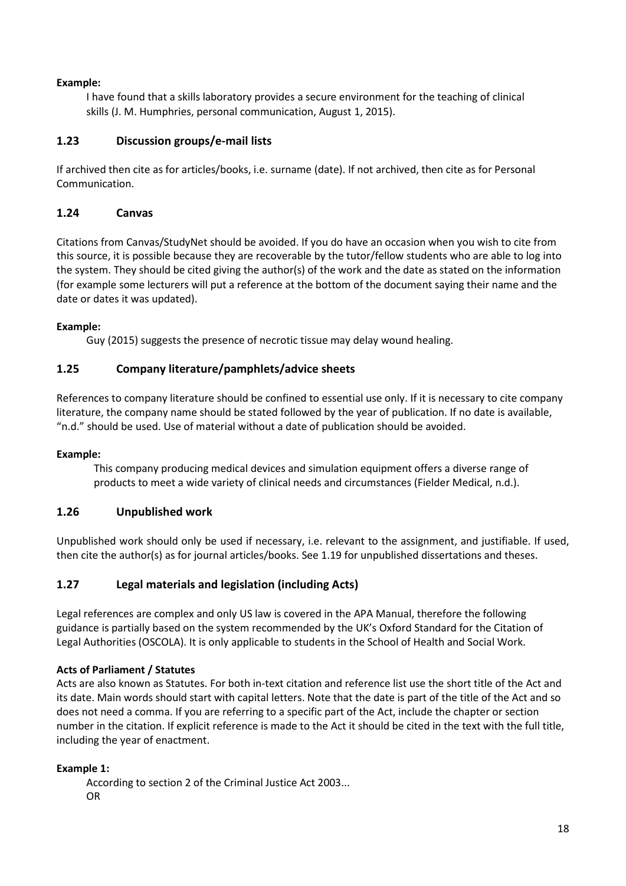**Example:**

> I have found that a skills laboratory provides a secure environment for the teaching of clinical skills (J. M. Humphries, personal communication, August 1, 2015).

## 1.23 Discussion groups/e-mail lists

If archived then cite as for articles/books, i.e. surname (date). If not archived, then cite as for Personal Communication.

## 1.24 Canvas

Citations from Canvas/StudyNet should be avoided. If you do have an occasion when you wish to cite from this source, it is possible because they are recoverable by the tutor/fellow students who are able to log into the system. They should be cited giving the author(s) of the work and the date as stated on the information (for example some lecturers will put a reference at the bottom of the document saying their name and the date or dates it was updated).

**Example:**

> Guy (2015) suggests the presence of necrotic tissue may delay wound healing.

## 1.25 Company literature/pamphlets/advice sheets

References to company literature should be confined to essential use only. If it is necessary to cite company literature, the company name should be stated followed by the year of publication. If no date is available, "n.d." should be used. Use of material without a date of publication should be avoided.

**Example:**

> This company producing medical devices and simulation equipment offers a diverse range of products to meet a wide variety of clinical needs and circumstances (Fielder Medical, n.d.).

## 1.26 Unpublished work

Unpublished work should only be used if necessary, i.e. relevant to the assignment, and justifiable. If used, then cite the author(s) as for journal articles/books. See 1.19 for unpublished dissertations and theses.

## 1.27 Legal materials and legislation (including Acts)

Legal references are complex and only US law is covered in the APA Manual, therefore the following guidance is partially based on the system recommended by the UK's Oxford Standard for the Citation of Legal Authorities (OSCOLA). It is only applicable to students in the School of Health and Social Work.

**Acts of Parliament / Statutes**

Acts are also known as Statutes. For both in-text citation and reference list use the short title of the Act and its date. Main words should start with capital letters. Note that the date is part of the title of the Act and so does not need a comma. If you are referring to a specific part of the Act, include the chapter or section number in the citation. If explicit reference is made to the Act it should be cited in the text with the full title, including the year of enactment.

**Example 1:**

> According to section 2 of the Criminal Justice Act 2003...
> OR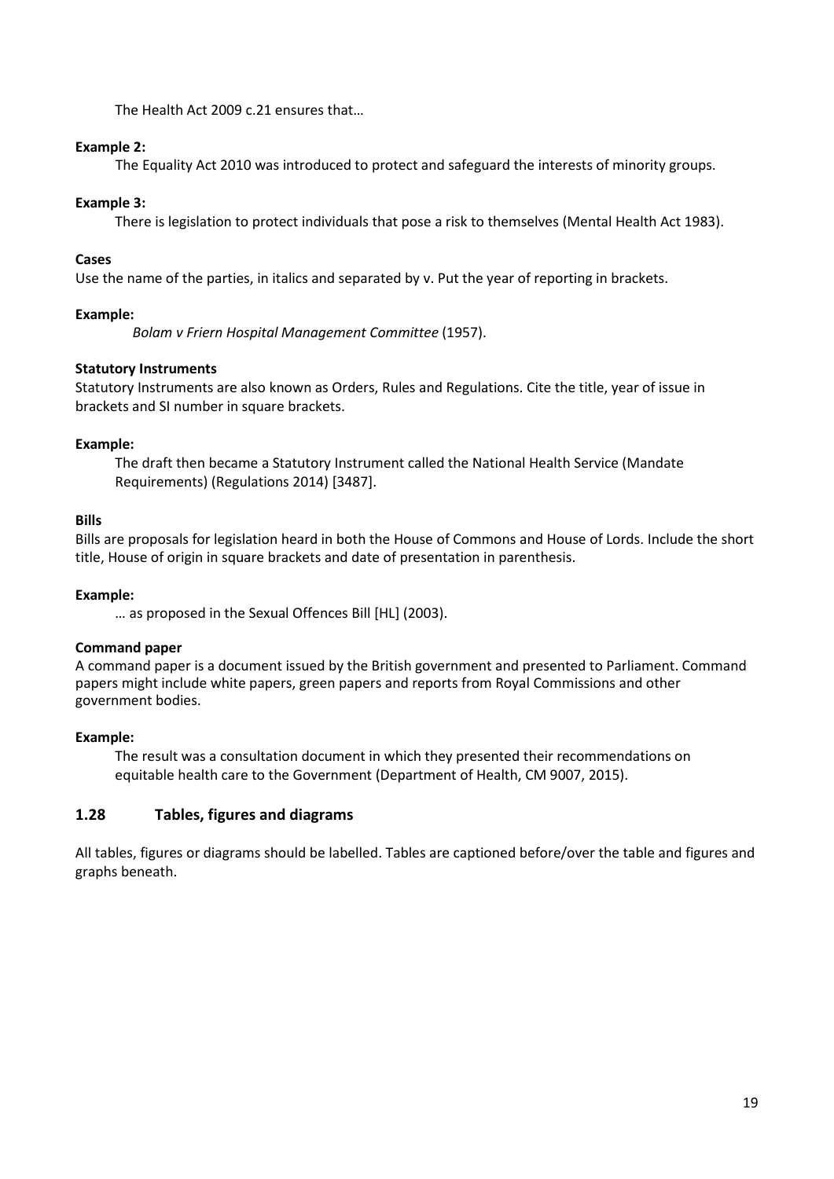The Health Act 2009 c.21 ensures that…

**Example 2:**

The Equality Act 2010 was introduced to protect and safeguard the interests of minority groups.

**Example 3:**

There is legislation to protect individuals that pose a risk to themselves (Mental Health Act 1983).

**Cases**

Use the name of the parties, in italics and separated by v. Put the year of reporting in brackets.

**Example:**

*Bolam v Friern Hospital Management Committee* (1957).

**Statutory Instruments**

Statutory Instruments are also known as Orders, Rules and Regulations. Cite the title, year of issue in brackets and SI number in square brackets.

**Example:**

The draft then became a Statutory Instrument called the National Health Service (Mandate Requirements) (Regulations 2014) [3487].

**Bills**

Bills are proposals for legislation heard in both the House of Commons and House of Lords. Include the short title, House of origin in square brackets and date of presentation in parenthesis.

**Example:**

… as proposed in the Sexual Offences Bill [HL] (2003).

**Command paper**

A command paper is a document issued by the British government and presented to Parliament. Command papers might include white papers, green papers and reports from Royal Commissions and other government bodies.

**Example:**

The result was a consultation document in which they presented their recommendations on equitable health care to the Government (Department of Health, CM 9007, 2015).

## 1.28 Tables, figures and diagrams

All tables, figures or diagrams should be labelled. Tables are captioned before/over the table and figures and graphs beneath.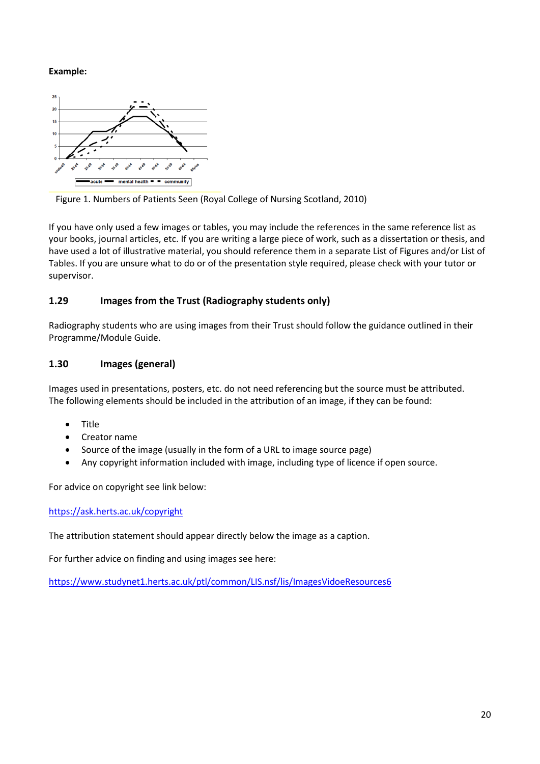**Example:**

Figure 1. Numbers of Patients Seen (Royal College of Nursing Scotland, 2010)

If you have only used a few images or tables, you may include the references in the same reference list as your books, journal articles, etc. If you are writing a large piece of work, such as a dissertation or thesis, and have used a lot of illustrative material, you should reference them in a separate List of Figures and/or List of Tables. If you are unsure what to do or of the presentation style required, please check with your tutor or supervisor.

## 1.29 Images from the Trust (Radiography students only)

Radiography students who are using images from their Trust should follow the guidance outlined in their Programme/Module Guide.

## 1.30 Images (general)

Images used in presentations, posters, etc. do not need referencing but the source must be attributed. The following elements should be included in the attribution of an image, if they can be found:

- Title
- Creator name
- Source of the image (usually in the form of a URL to image source page)
- Any copyright information included with image, including type of licence if open source.

For advice on copyright see link below:

https://ask.herts.ac.uk/copyright

The attribution statement should appear directly below the image as a caption.

For further advice on finding and using images see here:

https://www.studynet1.herts.ac.uk/ptl/common/LIS.nsf/lis/ImagesVidoeResources6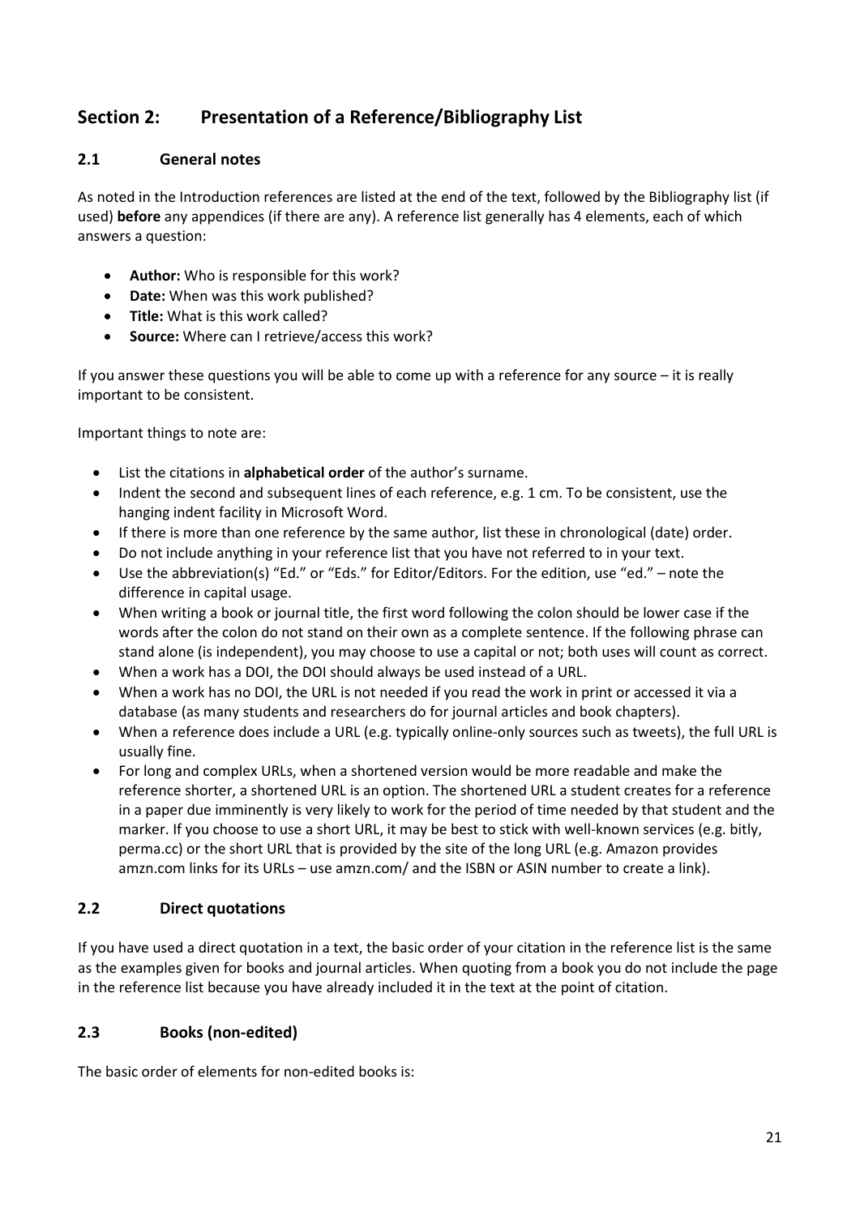## Section 2: Presentation of a Reference/Bibliography List

### 2.1 General notes

As noted in the Introduction references are listed at the end of the text, followed by the Bibliography list (if used) **before** any appendices (if there are any). A reference list generally has 4 elements, each of which answers a question:

- **Author:** Who is responsible for this work?
- **Date:** When was this work published?
- **Title:** What is this work called?
- **Source:** Where can I retrieve/access this work?

If you answer these questions you will be able to come up with a reference for any source – it is really important to be consistent.

Important things to note are:

- List the citations in **alphabetical order** of the author's surname.
- Indent the second and subsequent lines of each reference, e.g. 1 cm. To be consistent, use the hanging indent facility in Microsoft Word.
- If there is more than one reference by the same author, list these in chronological (date) order.
- Do not include anything in your reference list that you have not referred to in your text.
- Use the abbreviation(s) "Ed." or "Eds." for Editor/Editors. For the edition, use "ed." – note the difference in capital usage.
- When writing a book or journal title, the first word following the colon should be lower case if the words after the colon do not stand on their own as a complete sentence. If the following phrase can stand alone (is independent), you may choose to use a capital or not; both uses will count as correct.
- When a work has a DOI, the DOI should always be used instead of a URL.
- When a work has no DOI, the URL is not needed if you read the work in print or accessed it via a database (as many students and researchers do for journal articles and book chapters).
- When a reference does include a URL (e.g. typically online-only sources such as tweets), the full URL is usually fine.
- For long and complex URLs, when a shortened version would be more readable and make the reference shorter, a shortened URL is an option. The shortened URL a student creates for a reference in a paper due imminently is very likely to work for the period of time needed by that student and the marker. If you choose to use a short URL, it may be best to stick with well-known services (e.g. bitly, perma.cc) or the short URL that is provided by the site of the long URL (e.g. Amazon provides amzn.com links for its URLs – use amzn.com/ and the ISBN or ASIN number to create a link).

### 2.2 Direct quotations

If you have used a direct quotation in a text, the basic order of your citation in the reference list is the same as the examples given for books and journal articles. When quoting from a book you do not include the page in the reference list because you have already included it in the text at the point of citation.

### 2.3 Books (non-edited)

The basic order of elements for non-edited books is: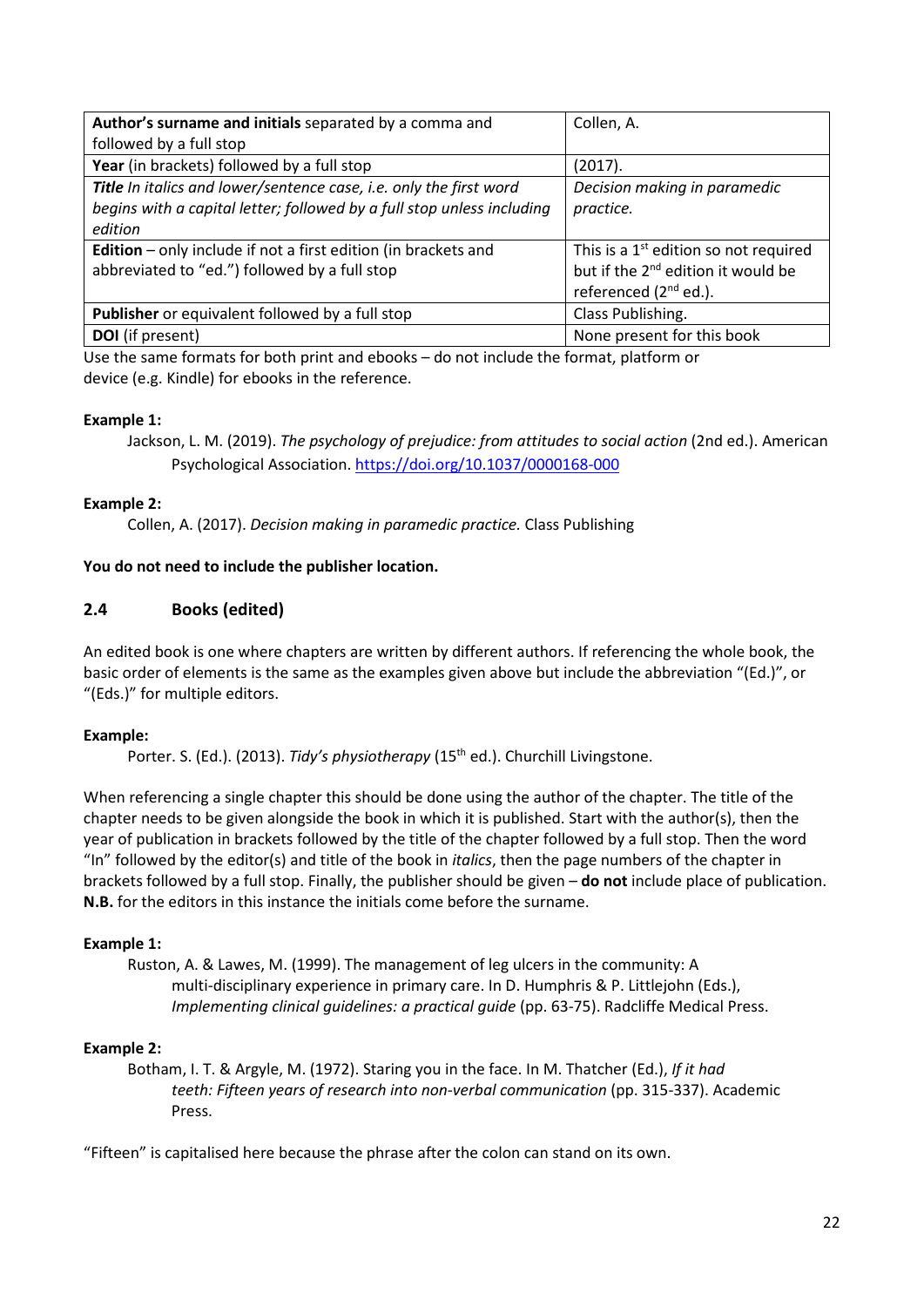| **Author's surname and initials** separated by a comma and followed by a full stop | Collen, A. |
|---|---|
| **Year** (in brackets) followed by a full stop | (2017). |
| ***Title*** *In italics and lower/sentence case, i.e. only the first word begins with a capital letter; followed by a full stop unless including edition* | *Decision making in paramedic practice.* |
| **Edition** – only include if not a first edition (in brackets and abbreviated to "ed.") followed by a full stop | This is a 1st edition so not required but if the 2nd edition it would be referenced (2nd ed.). |
| **Publisher** or equivalent followed by a full stop | Class Publishing. |
| **DOI** (if present) | None present for this book |

Use the same formats for both print and ebooks – do not include the format, platform or device (e.g. Kindle) for ebooks in the reference.

**Example 1:**

Jackson, L. M. (2019). *The psychology of prejudice: from attitudes to social action* (2nd ed.). American Psychological Association. https://doi.org/10.1037/0000168-000

**Example 2:**

Collen, A. (2017). *Decision making in paramedic practice.* Class Publishing

**You do not need to include the publisher location.**

## 2.4 Books (edited)

An edited book is one where chapters are written by different authors. If referencing the whole book, the basic order of elements is the same as the examples given above but include the abbreviation "(Ed.)", or "(Eds.)" for multiple editors.

**Example:**

Porter. S. (Ed.). (2013). *Tidy's physiotherapy* (15th ed.). Churchill Livingstone.

When referencing a single chapter this should be done using the author of the chapter. The title of the chapter needs to be given alongside the book in which it is published. Start with the author(s), then the year of publication in brackets followed by the title of the chapter followed by a full stop. Then the word "In" followed by the editor(s) and title of the book in *italics*, then the page numbers of the chapter in brackets followed by a full stop. Finally, the publisher should be given – **do not** include place of publication. **N.B.** for the editors in this instance the initials come before the surname.

**Example 1:**

Ruston, A. & Lawes, M. (1999). The management of leg ulcers in the community: A multi-disciplinary experience in primary care. In D. Humphris & P. Littlejohn (Eds.), *Implementing clinical guidelines: a practical guide* (pp. 63-75). Radcliffe Medical Press.

**Example 2:**

Botham, I. T. & Argyle, M. (1972). Staring you in the face. In M. Thatcher (Ed.), *If it had teeth: Fifteen years of research into non-verbal communication* (pp. 315-337). Academic Press.

"Fifteen" is capitalised here because the phrase after the colon can stand on its own.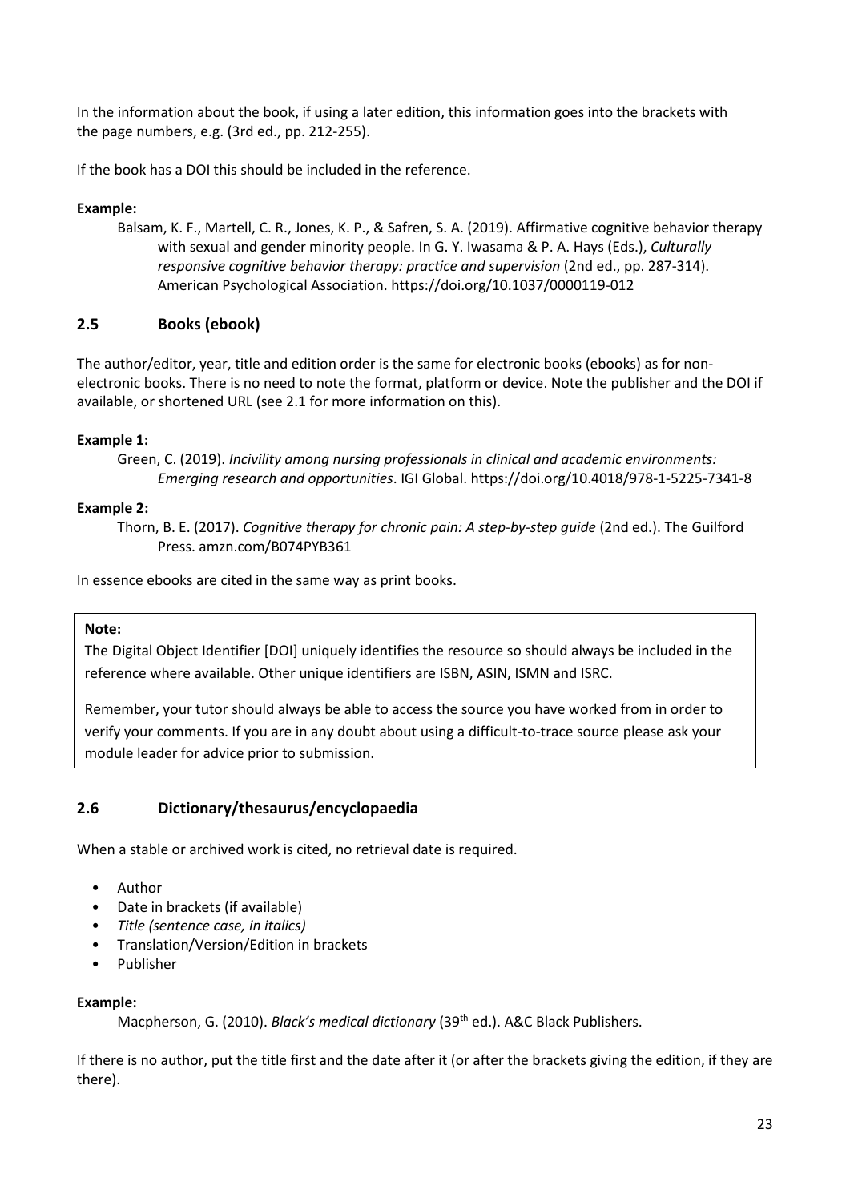In the information about the book, if using a later edition, this information goes into the brackets with the page numbers, e.g. (3rd ed., pp. 212-255).

If the book has a DOI this should be included in the reference.

**Example:**

> Balsam, K. F., Martell, C. R., Jones, K. P., & Safren, S. A. (2019). Affirmative cognitive behavior therapy with sexual and gender minority people. In G. Y. Iwasama & P. A. Hays (Eds.), *Culturally responsive cognitive behavior therapy: practice and supervision* (2nd ed., pp. 287-314). American Psychological Association. https://doi.org/10.1037/0000119-012

## 2.5 Books (ebook)

The author/editor, year, title and edition order is the same for electronic books (ebooks) as for non-electronic books. There is no need to note the format, platform or device. Note the publisher and the DOI if available, or shortened URL (see 2.1 for more information on this).

**Example 1:**

> Green, C. (2019). *Incivility among nursing professionals in clinical and academic environments: Emerging research and opportunities*. IGI Global. https://doi.org/10.4018/978-1-5225-7341-8

**Example 2:**

> Thorn, B. E. (2017). *Cognitive therapy for chronic pain: A step-by-step guide* (2nd ed.). The Guilford Press. amzn.com/B074PYB361

In essence ebooks are cited in the same way as print books.

**Note:**

The Digital Object Identifier [DOI] uniquely identifies the resource so should always be included in the reference where available. Other unique identifiers are ISBN, ASIN, ISMN and ISRC.

Remember, your tutor should always be able to access the source you have worked from in order to verify your comments. If you are in any doubt about using a difficult-to-trace source please ask your module leader for advice prior to submission.

## 2.6 Dictionary/thesaurus/encyclopaedia

When a stable or archived work is cited, no retrieval date is required.

- Author
- Date in brackets (if available)
- *Title (sentence case, in italics)*
- Translation/Version/Edition in brackets
- Publisher

**Example:**

> Macpherson, G. (2010). *Black's medical dictionary* (39th ed.). A&C Black Publishers.

If there is no author, put the title first and the date after it (or after the brackets giving the edition, if they are there).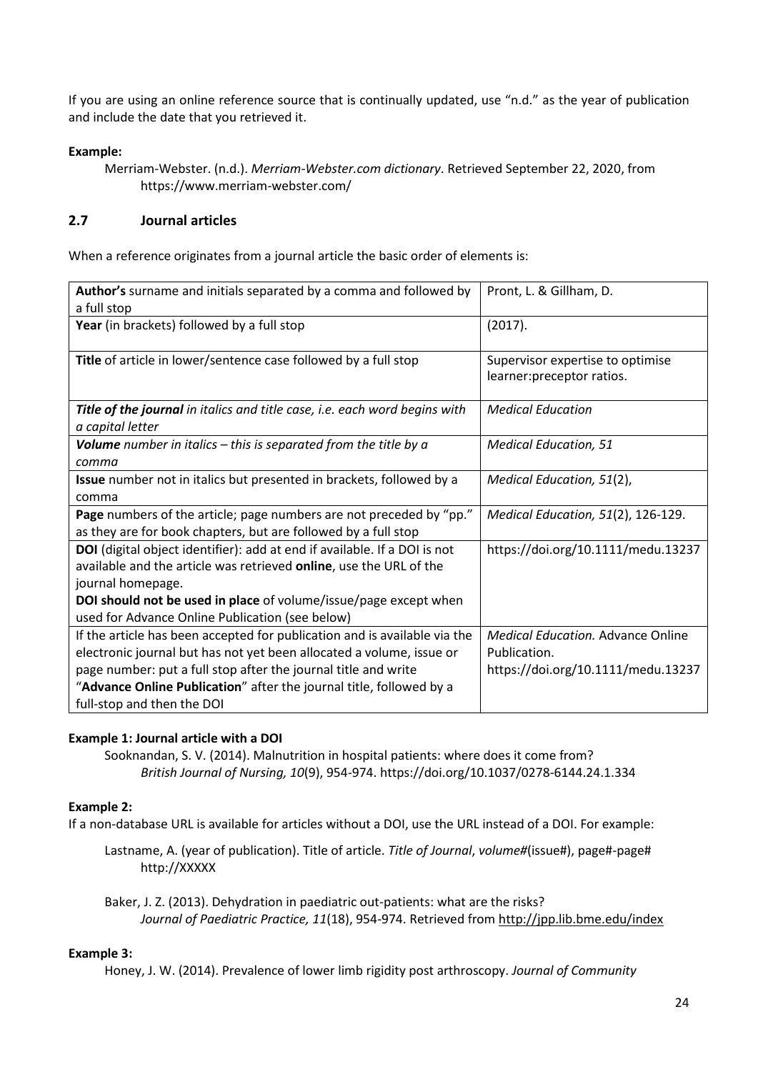If you are using an online reference source that is continually updated, use "n.d." as the year of publication and include the date that you retrieved it.

**Example:**

Merriam-Webster. (n.d.). *Merriam-Webster.com dictionary*. Retrieved September 22, 2020, from https://www.merriam-webster.com/

## 2.7 Journal articles

When a reference originates from a journal article the basic order of elements is:

| | |
|---|---|
| **Author's** surname and initials separated by a comma and followed by a full stop | Pront, L. & Gillham, D. |
| **Year** (in brackets) followed by a full stop | (2017). |
| **Title** of article in lower/sentence case followed by a full stop | Supervisor expertise to optimise learner:preceptor ratios. |
| ***Title of the journal*** *in italics and title case, i.e. each word begins with a capital letter* | *Medical Education* |
| ***Volume*** *number in italics – this is separated from the title by a comma* | *Medical Education, 51* |
| **Issue** number not in italics but presented in brackets, followed by a comma | *Medical Education, 51*(2), |
| **Page** numbers of the article; page numbers are not preceded by "pp." as they are for book chapters, but are followed by a full stop | *Medical Education, 51*(2), 126-129. |
| **DOI** (digital object identifier): add at end if available. If a DOI is not available and the article was retrieved **online**, use the URL of the journal homepage. **DOI should not be used in place** of volume/issue/page except when used for Advance Online Publication (see below) | https://doi.org/10.1111/medu.13237 |
| If the article has been accepted for publication and is available via the electronic journal but has not yet been allocated a volume, issue or page number: put a full stop after the journal title and write "**Advance Online Publication**" after the journal title, followed by a full-stop and then the DOI | *Medical Education.* Advance Online Publication. https://doi.org/10.1111/medu.13237 |

**Example 1: Journal article with a DOI**

Sooknandan, S. V. (2014). Malnutrition in hospital patients: where does it come from? *British Journal of Nursing, 10*(9), 954-974. https://doi.org/10.1037/0278-6144.24.1.334

**Example 2:**

If a non-database URL is available for articles without a DOI, use the URL instead of a DOI. For example:

Lastname, A. (year of publication). Title of article. *Title of Journal*, *volume#*(issue#), page#-page# http://XXXXX

Baker, J. Z. (2013). Dehydration in paediatric out-patients: what are the risks? *Journal of Paediatric Practice, 11*(18), 954-974. Retrieved from http://jpp.lib.bme.edu/index

**Example 3:**

Honey, J. W. (2014). Prevalence of lower limb rigidity post arthroscopy. *Journal of Community*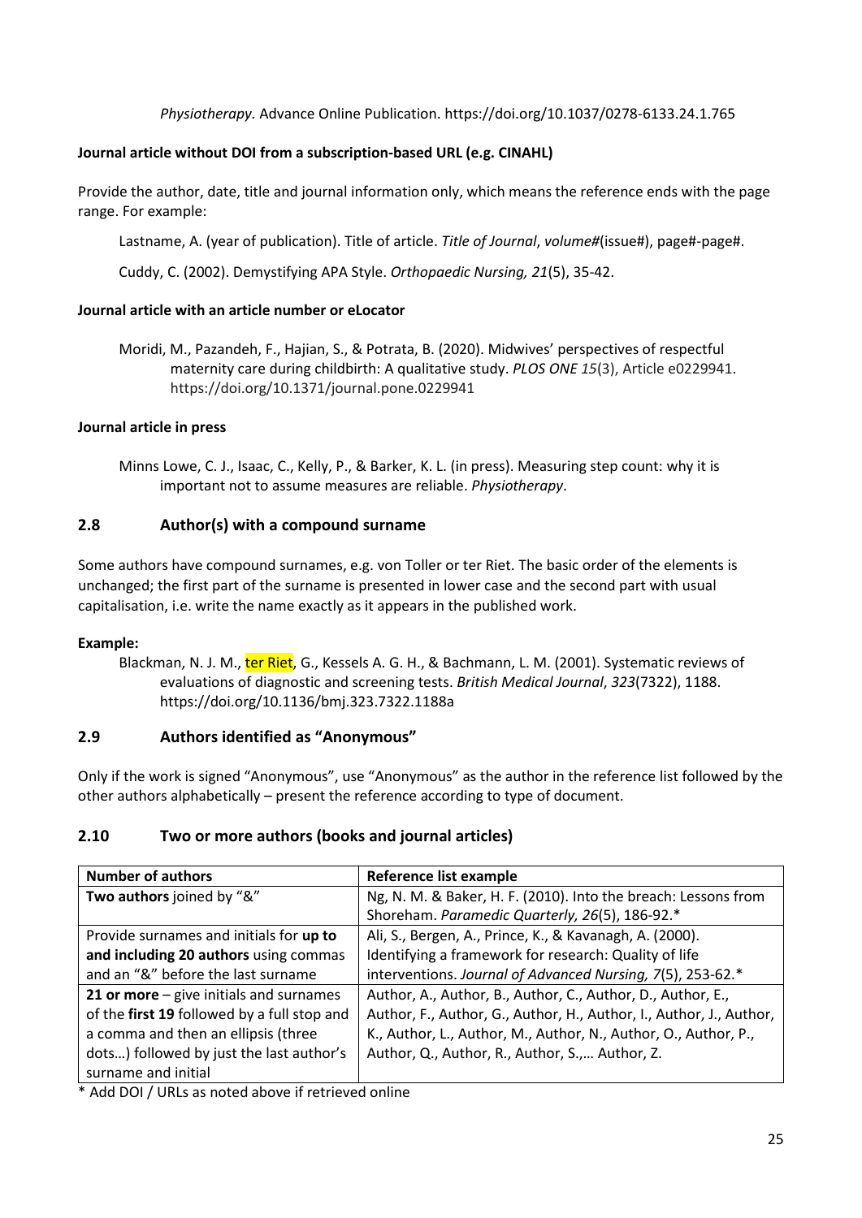*Physiotherapy.* Advance Online Publication. https://doi.org/10.1037/0278-6133.24.1.765

**Journal article without DOI from a subscription-based URL (e.g. CINAHL)**

Provide the author, date, title and journal information only, which means the reference ends with the page range. For example:

Lastname, A. (year of publication). Title of article. *Title of Journal*, *volume#*(issue#), page#-page#.

Cuddy, C. (2002). Demystifying APA Style. *Orthopaedic Nursing, 21*(5), 35-42.

**Journal article with an article number or eLocator**

Moridi, M., Pazandeh, F., Hajian, S., & Potrata, B. (2020). Midwives' perspectives of respectful maternity care during childbirth: A qualitative study. *PLOS ONE 15*(3), Article e0229941. https://doi.org/10.1371/journal.pone.0229941

**Journal article in press**

Minns Lowe, C. J., Isaac, C., Kelly, P., & Barker, K. L. (in press). Measuring step count: why it is important not to assume measures are reliable. *Physiotherapy*.

## 2.8 Author(s) with a compound surname

Some authors have compound surnames, e.g. von Toller or ter Riet. The basic order of the elements is unchanged; the first part of the surname is presented in lower case and the second part with usual capitalisation, i.e. write the name exactly as it appears in the published work.

**Example:**

Blackman, N. J. M., ter Riet, G., Kessels A. G. H., & Bachmann, L. M. (2001). Systematic reviews of evaluations of diagnostic and screening tests. *British Medical Journal*, *323*(7322), 1188. https://doi.org/10.1136/bmj.323.7322.1188a

## 2.9 Authors identified as "Anonymous"

Only if the work is signed "Anonymous", use "Anonymous" as the author in the reference list followed by the other authors alphabetically – present the reference according to type of document.

## 2.10 Two or more authors (books and journal articles)

| Number of authors | Reference list example |
|---|---|
| **Two authors** joined by "&" | Ng, N. M. & Baker, H. F. (2010). Into the breach: Lessons from Shoreham. *Paramedic Quarterly, 26*(5), 186-92.* |
| Provide surnames and initials for **up to and including 20 authors** using commas and an "&" before the last surname | Ali, S., Bergen, A., Prince, K., & Kavanagh, A. (2000). Identifying a framework for research: Quality of life interventions. *Journal of Advanced Nursing, 7*(5), 253-62.* |
| **21 or more** – give initials and surnames of the **first 19** followed by a full stop and a comma and then an ellipsis (three dots…) followed by just the last author's surname and initial | Author, A., Author, B., Author, C., Author, D., Author, E., Author, F., Author, G., Author, H., Author, I., Author, J., Author, K., Author, L., Author, M., Author, N., Author, O., Author, P., Author, Q., Author, R., Author, S.,… Author, Z. |

\* Add DOI / URLs as noted above if retrieved online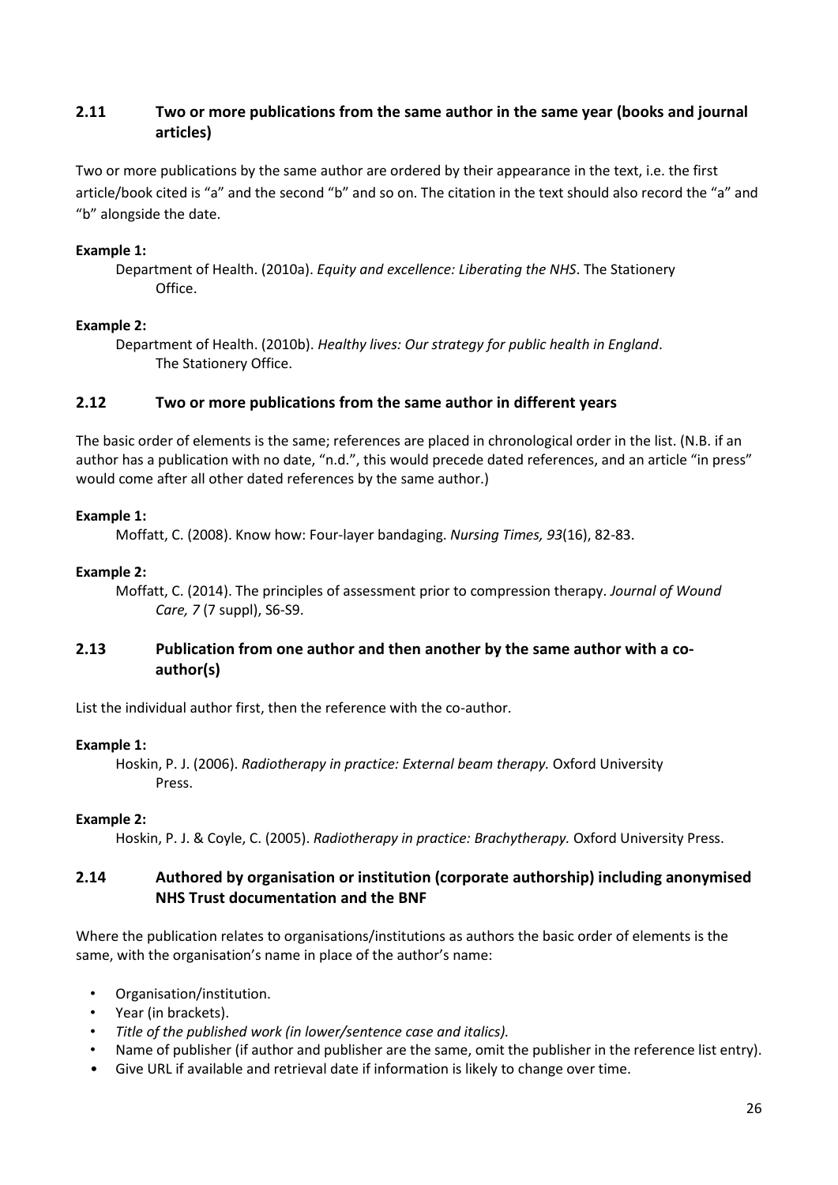### 2.11 Two or more publications from the same author in the same year (books and journal articles)

Two or more publications by the same author are ordered by their appearance in the text, i.e. the first article/book cited is "a" and the second "b" and so on. The citation in the text should also record the "a" and "b" alongside the date.

**Example 1:**

Department of Health. (2010a). *Equity and excellence: Liberating the NHS*. The Stationery Office.

**Example 2:**

Department of Health. (2010b). *Healthy lives: Our strategy for public health in England*. The Stationery Office.

### 2.12 Two or more publications from the same author in different years

The basic order of elements is the same; references are placed in chronological order in the list. (N.B. if an author has a publication with no date, "n.d.", this would precede dated references, and an article "in press" would come after all other dated references by the same author.)

**Example 1:**

Moffatt, C. (2008). Know how: Four-layer bandaging. *Nursing Times, 93*(16), 82-83.

**Example 2:**

Moffatt, C. (2014). The principles of assessment prior to compression therapy. *Journal of Wound Care, 7* (7 suppl), S6-S9.

### 2.13 Publication from one author and then another by the same author with a co-author(s)

List the individual author first, then the reference with the co-author.

**Example 1:**

Hoskin, P. J. (2006). *Radiotherapy in practice: External beam therapy.* Oxford University Press.

**Example 2:**

Hoskin, P. J. & Coyle, C. (2005). *Radiotherapy in practice: Brachytherapy.* Oxford University Press.

### 2.14 Authored by organisation or institution (corporate authorship) including anonymised NHS Trust documentation and the BNF

Where the publication relates to organisations/institutions as authors the basic order of elements is the same, with the organisation's name in place of the author's name:

- Organisation/institution.
- Year (in brackets).
- *Title of the published work (in lower/sentence case and italics).*
- Name of publisher (if author and publisher are the same, omit the publisher in the reference list entry).
- Give URL if available and retrieval date if information is likely to change over time.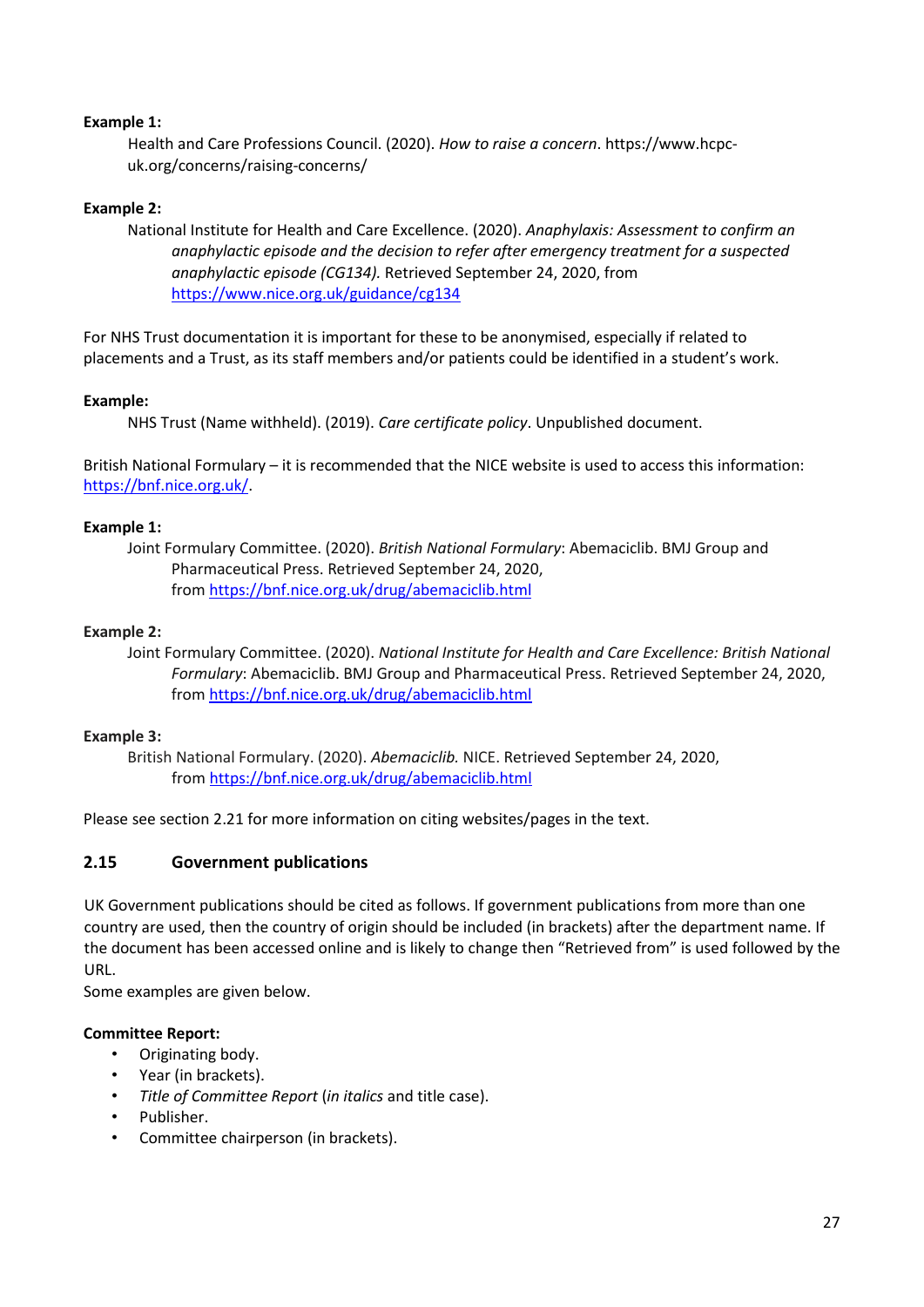**Example 1:**

Health and Care Professions Council. (2020). *How to raise a concern*. https://www.hcpc-uk.org/concerns/raising-concerns/

**Example 2:**

National Institute for Health and Care Excellence. (2020). *Anaphylaxis: Assessment to confirm an anaphylactic episode and the decision to refer after emergency treatment for a suspected anaphylactic episode (CG134).* Retrieved September 24, 2020, from https://www.nice.org.uk/guidance/cg134

For NHS Trust documentation it is important for these to be anonymised, especially if related to placements and a Trust, as its staff members and/or patients could be identified in a student's work.

**Example:**

NHS Trust (Name withheld). (2019). *Care certificate policy*. Unpublished document.

British National Formulary – it is recommended that the NICE website is used to access this information: https://bnf.nice.org.uk/.

**Example 1:**

Joint Formulary Committee. (2020). *British National Formulary*: Abemaciclib. BMJ Group and Pharmaceutical Press. Retrieved September 24, 2020, from https://bnf.nice.org.uk/drug/abemaciclib.html

**Example 2:**

Joint Formulary Committee. (2020). *National Institute for Health and Care Excellence: British National Formulary*: Abemaciclib. BMJ Group and Pharmaceutical Press. Retrieved September 24, 2020, from https://bnf.nice.org.uk/drug/abemaciclib.html

**Example 3:**

British National Formulary. (2020). *Abemaciclib.* NICE. Retrieved September 24, 2020, from https://bnf.nice.org.uk/drug/abemaciclib.html

Please see section 2.21 for more information on citing websites/pages in the text.

## 2.15 Government publications

UK Government publications should be cited as follows. If government publications from more than one country are used, then the country of origin should be included (in brackets) after the department name. If the document has been accessed online and is likely to change then "Retrieved from" is used followed by the URL.

Some examples are given below.

**Committee Report:**

- Originating body.
- Year (in brackets).
- *Title of Committee Report* (*in italics* and title case).
- Publisher.
- Committee chairperson (in brackets).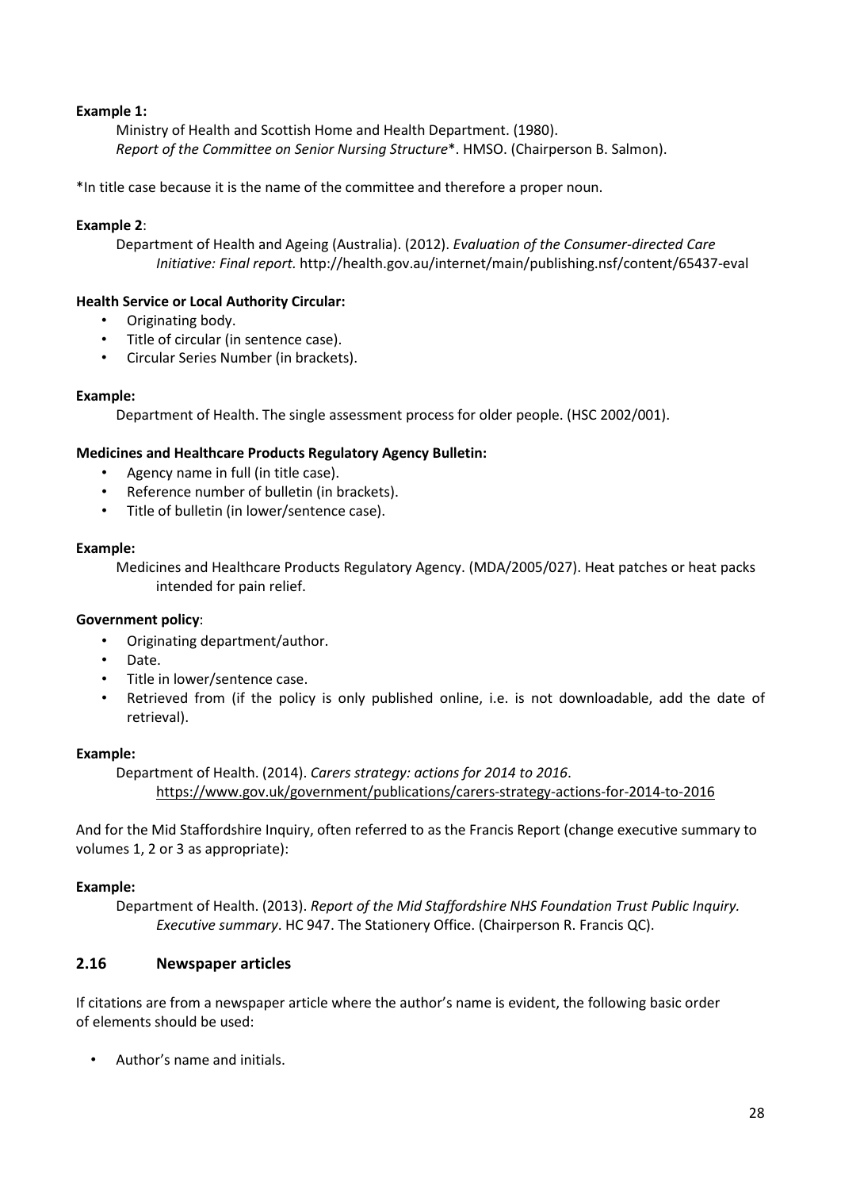**Example 1:**

Ministry of Health and Scottish Home and Health Department. (1980). *Report of the Committee on Senior Nursing Structure*\*. HMSO. (Chairperson B. Salmon).

\*In title case because it is the name of the committee and therefore a proper noun.

**Example 2**:

Department of Health and Ageing (Australia). (2012). *Evaluation of the Consumer-directed Care Initiative: Final report.* http://health.gov.au/internet/main/publishing.nsf/content/65437-eval

**Health Service or Local Authority Circular:**

- Originating body.
- Title of circular (in sentence case).
- Circular Series Number (in brackets).

**Example:**

Department of Health. The single assessment process for older people. (HSC 2002/001).

**Medicines and Healthcare Products Regulatory Agency Bulletin:**

- Agency name in full (in title case).
- Reference number of bulletin (in brackets).
- Title of bulletin (in lower/sentence case).

**Example:**

Medicines and Healthcare Products Regulatory Agency. (MDA/2005/027). Heat patches or heat packs intended for pain relief.

**Government policy**:

- Originating department/author.
- Date.
- Title in lower/sentence case.
- Retrieved from (if the policy is only published online, i.e. is not downloadable, add the date of retrieval).

**Example:**

Department of Health. (2014). *Carers strategy: actions for 2014 to 2016*. https://www.gov.uk/government/publications/carers-strategy-actions-for-2014-to-2016

And for the Mid Staffordshire Inquiry, often referred to as the Francis Report (change executive summary to volumes 1, 2 or 3 as appropriate):

**Example:**

Department of Health. (2013). *Report of the Mid Staffordshire NHS Foundation Trust Public Inquiry. Executive summary*. HC 947. The Stationery Office. (Chairperson R. Francis QC).

## 2.16 Newspaper articles

If citations are from a newspaper article where the author's name is evident, the following basic order of elements should be used:

- Author's name and initials.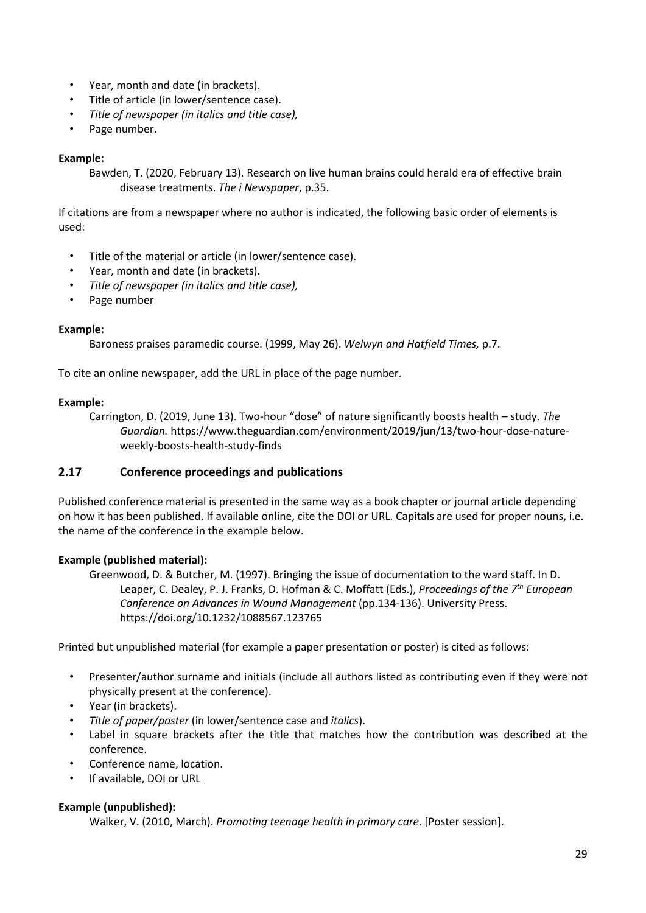- Year, month and date (in brackets).
- Title of article (in lower/sentence case).
- *Title of newspaper (in italics and title case),*
- Page number.

**Example:**

Bawden, T. (2020, February 13). Research on live human brains could herald era of effective brain disease treatments. *The i Newspaper*, p.35.

If citations are from a newspaper where no author is indicated, the following basic order of elements is used:

- Title of the material or article (in lower/sentence case).
- Year, month and date (in brackets).
- *Title of newspaper (in italics and title case),*
- Page number

**Example:**

Baroness praises paramedic course. (1999, May 26). *Welwyn and Hatfield Times,* p.7.

To cite an online newspaper, add the URL in place of the page number.

**Example:**

Carrington, D. (2019, June 13). Two-hour "dose" of nature significantly boosts health – study. *The Guardian.* https://www.theguardian.com/environment/2019/jun/13/two-hour-dose-nature-weekly-boosts-health-study-finds

## 2.17 Conference proceedings and publications

Published conference material is presented in the same way as a book chapter or journal article depending on how it has been published. If available online, cite the DOI or URL. Capitals are used for proper nouns, i.e. the name of the conference in the example below.

**Example (published material):**

Greenwood, D. & Butcher, M. (1997). Bringing the issue of documentation to the ward staff. In D. Leaper, C. Dealey, P. J. Franks, D. Hofman & C. Moffatt (Eds.), *Proceedings of the 7th European Conference on Advances in Wound Management* (pp.134-136). University Press. https://doi.org/10.1232/1088567.123765

Printed but unpublished material (for example a paper presentation or poster) is cited as follows:

- Presenter/author surname and initials (include all authors listed as contributing even if they were not physically present at the conference).
- Year (in brackets).
- *Title of paper/poster* (in lower/sentence case and *italics*).
- Label in square brackets after the title that matches how the contribution was described at the conference.
- Conference name, location.
- If available, DOI or URL

**Example (unpublished):**

Walker, V. (2010, March). *Promoting teenage health in primary care*. [Poster session].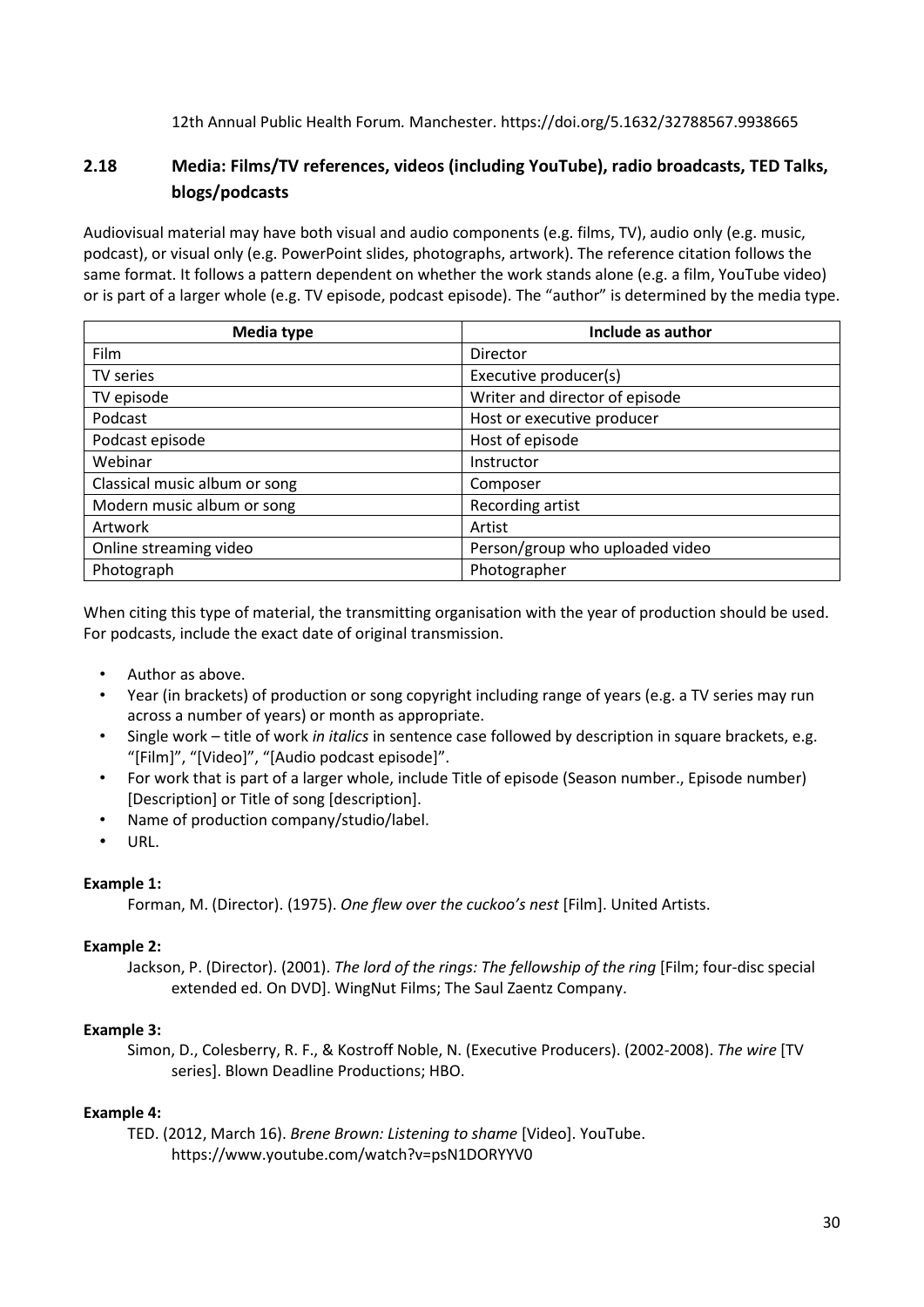12th Annual Public Health Forum*.* Manchester. https://doi.org/5.1632/32788567.9938665

## 2.18 Media: Films/TV references, videos (including YouTube), radio broadcasts, TED Talks, blogs/podcasts

Audiovisual material may have both visual and audio components (e.g. films, TV), audio only (e.g. music, podcast), or visual only (e.g. PowerPoint slides, photographs, artwork). The reference citation follows the same format. It follows a pattern dependent on whether the work stands alone (e.g. a film, YouTube video) or is part of a larger whole (e.g. TV episode, podcast episode). The "author" is determined by the media type.

| Media type | Include as author |
|---|---|
| Film | Director |
| TV series | Executive producer(s) |
| TV episode | Writer and director of episode |
| Podcast | Host or executive producer |
| Podcast episode | Host of episode |
| Webinar | Instructor |
| Classical music album or song | Composer |
| Modern music album or song | Recording artist |
| Artwork | Artist |
| Online streaming video | Person/group who uploaded video |
| Photograph | Photographer |

When citing this type of material, the transmitting organisation with the year of production should be used. For podcasts, include the exact date of original transmission.

- Author as above.
- Year (in brackets) of production or song copyright including range of years (e.g. a TV series may run across a number of years) or month as appropriate.
- Single work – title of work *in italics* in sentence case followed by description in square brackets, e.g. "[Film]", "[Video]", "[Audio podcast episode]".
- For work that is part of a larger whole, include Title of episode (Season number., Episode number) [Description] or Title of song [description].
- Name of production company/studio/label.
- URL.

**Example 1:**

Forman, M. (Director). (1975). *One flew over the cuckoo's nest* [Film]. United Artists.

**Example 2:**

Jackson, P. (Director). (2001). *The lord of the rings: The fellowship of the ring* [Film; four-disc special extended ed. On DVD]. WingNut Films; The Saul Zaentz Company.

**Example 3:**

Simon, D., Colesberry, R. F., & Kostroff Noble, N. (Executive Producers). (2002-2008). *The wire* [TV series]. Blown Deadline Productions; HBO.

**Example 4:**

TED. (2012, March 16). *Brene Brown: Listening to shame* [Video]. YouTube. https://www.youtube.com/watch?v=psN1DORYYV0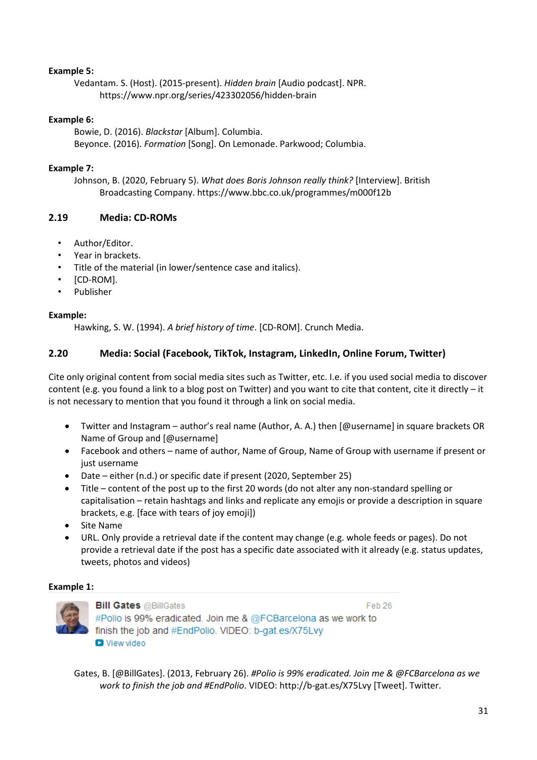**Example 5:**

Vedantam. S. (Host). (2015-present). *Hidden brain* [Audio podcast]. NPR. https://www.npr.org/series/423302056/hidden-brain

**Example 6:**

Bowie, D. (2016). *Blackstar* [Album]. Columbia.
Beyonce. (2016). *Formation* [Song]. On Lemonade. Parkwood; Columbia.

**Example 7:**

Johnson, B. (2020, February 5). *What does Boris Johnson really think?* [Interview]. British Broadcasting Company. https://www.bbc.co.uk/programmes/m000f12b

## 2.19 Media: CD-ROMs

- Author/Editor.
- Year in brackets.
- Title of the material (in lower/sentence case and italics).
- [CD-ROM].
- Publisher

**Example:**

Hawking, S. W. (1994). *A brief history of time*. [CD-ROM]. Crunch Media.

## 2.20 Media: Social (Facebook, TikTok, Instagram, LinkedIn, Online Forum, Twitter)

Cite only original content from social media sites such as Twitter, etc. I.e. if you used social media to discover content (e.g. you found a link to a blog post on Twitter) and you want to cite that content, cite it directly – it is not necessary to mention that you found it through a link on social media.

- Twitter and Instagram – author's real name (Author, A. A.) then [@username] in square brackets OR Name of Group and [@username]
- Facebook and others – name of author, Name of Group, Name of Group with username if present or just username
- Date – either (n.d.) or specific date if present (2020, September 25)
- Title – content of the post up to the first 20 words (do not alter any non-standard spelling or capitalisation – retain hashtags and links and replicate any emojis or provide a description in square brackets, e.g. [face with tears of joy emoji])
- Site Name
- URL. Only provide a retrieval date if the content may change (e.g. whole feeds or pages). Do not provide a retrieval date if the post has a specific date associated with it already (e.g. status updates, tweets, photos and videos)

**Example 1:**

Bill Gates @BillGates Feb 26
#Polio is 99% eradicated. Join me & @FCBarcelona as we work to finish the job and #EndPolio. VIDEO: b-gat.es/X75Lvy
View video

Gates, B. [@BillGates]. (2013, February 26). *#Polio is 99% eradicated. Join me & @FCBarcelona as we work to finish the job and #EndPolio*. VIDEO: http://b-gat.es/X75Lvy [Tweet]. Twitter.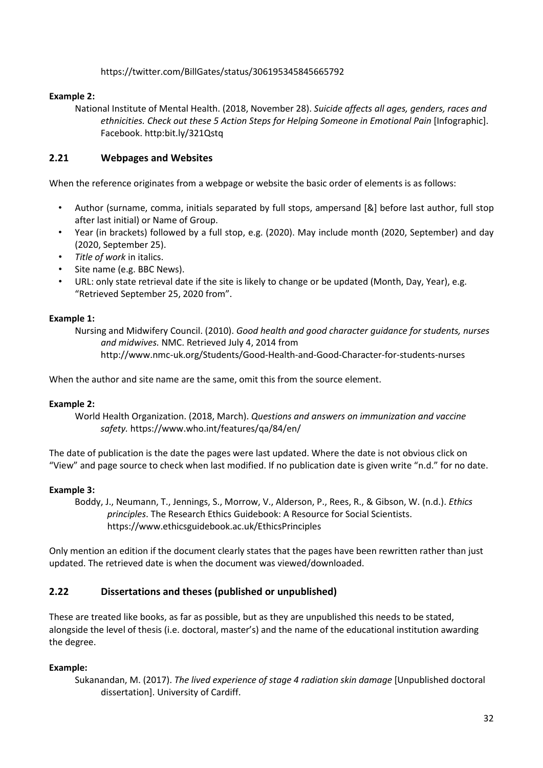https://twitter.com/BillGates/status/306195345845665792

**Example 2:**

National Institute of Mental Health. (2018, November 28). *Suicide affects all ages, genders, races and ethnicities. Check out these 5 Action Steps for Helping Someone in Emotional Pain* [Infographic]. Facebook. http:bit.ly/321Qstq

## 2.21 Webpages and Websites

When the reference originates from a webpage or website the basic order of elements is as follows:

- Author (surname, comma, initials separated by full stops, ampersand [&] before last author, full stop after last initial) or Name of Group.
- Year (in brackets) followed by a full stop, e.g. (2020). May include month (2020, September) and day (2020, September 25).
- *Title of work* in italics.
- Site name (e.g. BBC News).
- URL: only state retrieval date if the site is likely to change or be updated (Month, Day, Year), e.g. "Retrieved September 25, 2020 from".

**Example 1:**

Nursing and Midwifery Council. (2010). *Good health and good character guidance for students, nurses and midwives.* NMC. Retrieved July 4, 2014 from http://www.nmc-uk.org/Students/Good-Health-and-Good-Character-for-students-nurses

When the author and site name are the same, omit this from the source element.

**Example 2:**

World Health Organization. (2018, March). *Questions and answers on immunization and vaccine safety.* https://www.who.int/features/qa/84/en/

The date of publication is the date the pages were last updated. Where the date is not obvious click on "View" and page source to check when last modified. If no publication date is given write "n.d." for no date.

**Example 3:**

Boddy, J., Neumann, T., Jennings, S., Morrow, V., Alderson, P., Rees, R., & Gibson, W. (n.d.). *Ethics principles*. The Research Ethics Guidebook: A Resource for Social Scientists. https://www.ethicsguidebook.ac.uk/EthicsPrinciples

Only mention an edition if the document clearly states that the pages have been rewritten rather than just updated. The retrieved date is when the document was viewed/downloaded.

## 2.22 Dissertations and theses (published or unpublished)

These are treated like books, as far as possible, but as they are unpublished this needs to be stated, alongside the level of thesis (i.e. doctoral, master's) and the name of the educational institution awarding the degree.

**Example:**

Sukanandan, M. (2017). *The lived experience of stage 4 radiation skin damage* [Unpublished doctoral dissertation]. University of Cardiff.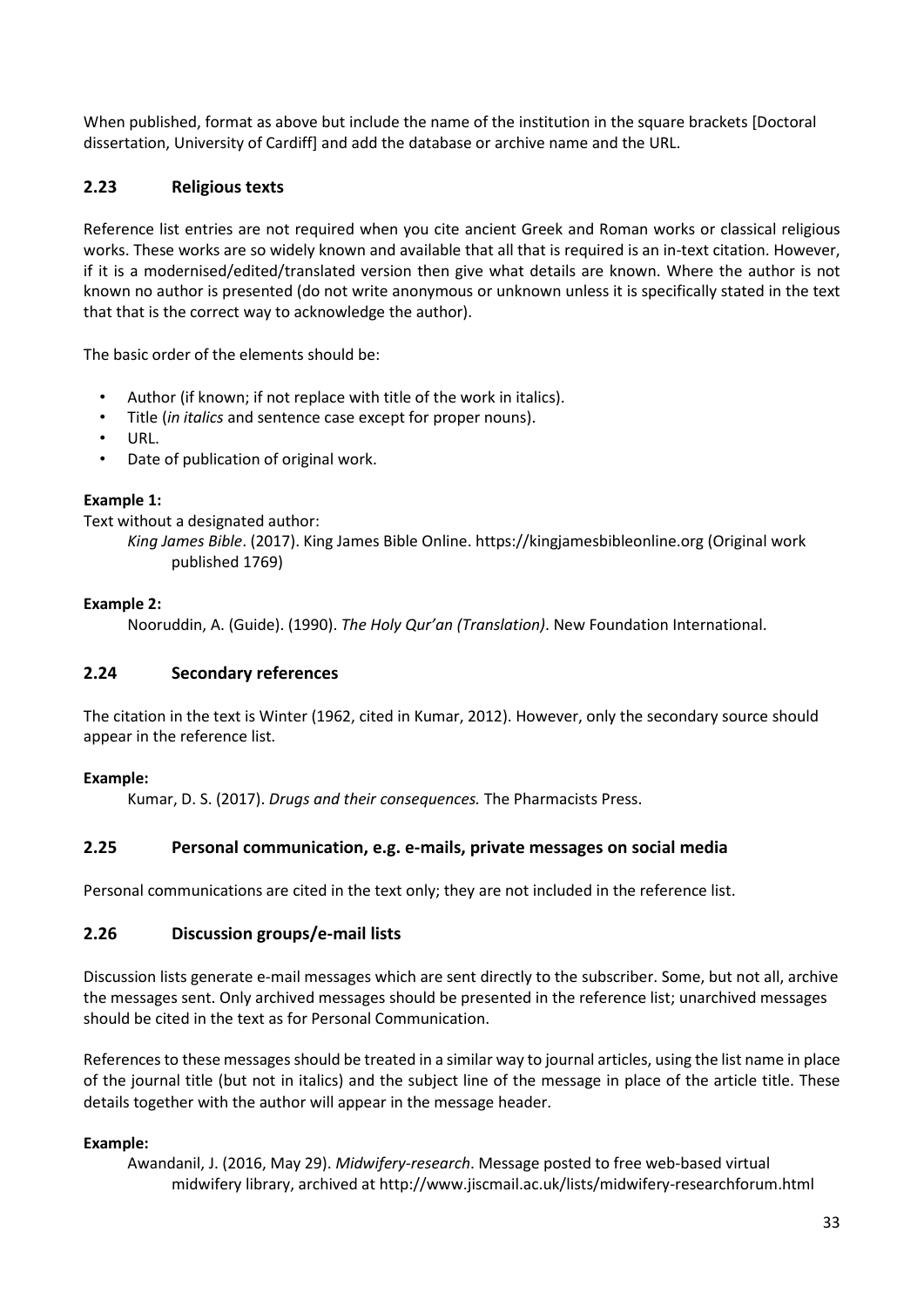When published, format as above but include the name of the institution in the square brackets [Doctoral dissertation, University of Cardiff] and add the database or archive name and the URL.

### 2.23 Religious texts

Reference list entries are not required when you cite ancient Greek and Roman works or classical religious works. These works are so widely known and available that all that is required is an in-text citation. However, if it is a modernised/edited/translated version then give what details are known. Where the author is not known no author is presented (do not write anonymous or unknown unless it is specifically stated in the text that that is the correct way to acknowledge the author).

The basic order of the elements should be:

- Author (if known; if not replace with title of the work in italics).
- Title (*in italics* and sentence case except for proper nouns).
- URL.
- Date of publication of original work.

**Example 1:**

Text without a designated author:

> *King James Bible*. (2017). King James Bible Online. https://kingjamesbibleonline.org (Original work published 1769)

**Example 2:**

> Nooruddin, A. (Guide). (1990). *The Holy Qur'an (Translation)*. New Foundation International.

### 2.24 Secondary references

The citation in the text is Winter (1962, cited in Kumar, 2012). However, only the secondary source should appear in the reference list.

**Example:**

> Kumar, D. S. (2017). *Drugs and their consequences.* The Pharmacists Press.

### 2.25 Personal communication, e.g. e-mails, private messages on social media

Personal communications are cited in the text only; they are not included in the reference list.

### 2.26 Discussion groups/e-mail lists

Discussion lists generate e-mail messages which are sent directly to the subscriber. Some, but not all, archive the messages sent. Only archived messages should be presented in the reference list; unarchived messages should be cited in the text as for Personal Communication.

References to these messages should be treated in a similar way to journal articles, using the list name in place of the journal title (but not in italics) and the subject line of the message in place of the article title. These details together with the author will appear in the message header.

**Example:**

> Awandanil, J. (2016, May 29). *Midwifery-research*. Message posted to free web-based virtual midwifery library, archived at http://www.jiscmail.ac.uk/lists/midwifery-researchforum.html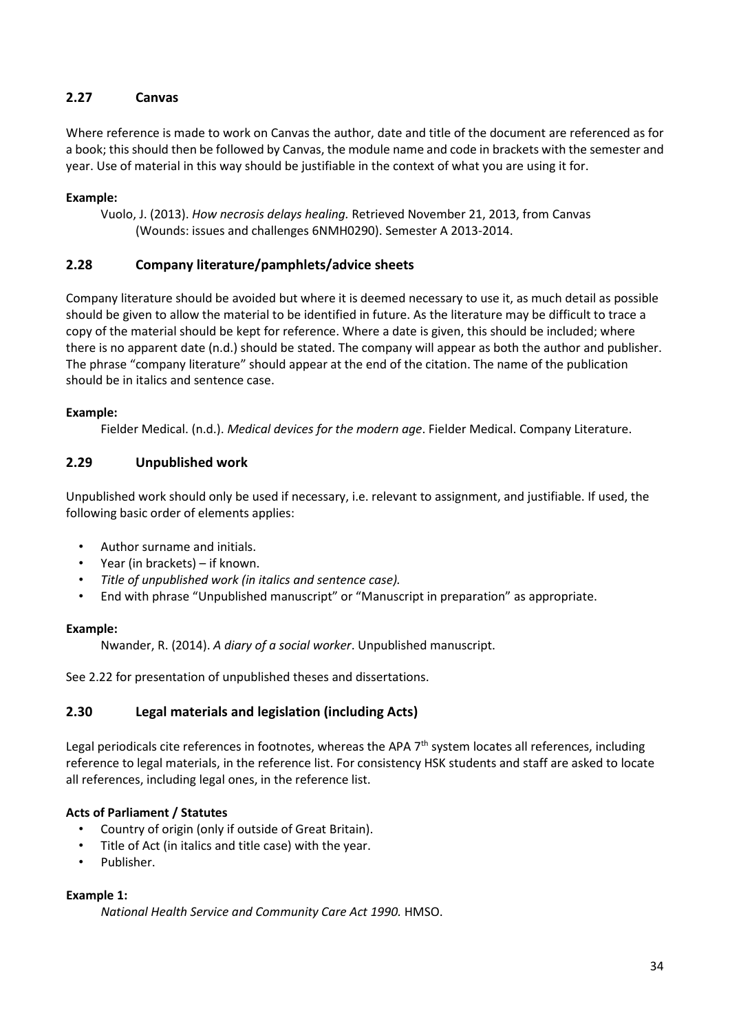## 2.27 Canvas

Where reference is made to work on Canvas the author, date and title of the document are referenced as for a book; this should then be followed by Canvas, the module name and code in brackets with the semester and year. Use of material in this way should be justifiable in the context of what you are using it for.

**Example:**

> Vuolo, J. (2013). *How necrosis delays healing.* Retrieved November 21, 2013, from Canvas (Wounds: issues and challenges 6NMH0290). Semester A 2013-2014.

## 2.28 Company literature/pamphlets/advice sheets

Company literature should be avoided but where it is deemed necessary to use it, as much detail as possible should be given to allow the material to be identified in future. As the literature may be difficult to trace a copy of the material should be kept for reference. Where a date is given, this should be included; where there is no apparent date (n.d.) should be stated. The company will appear as both the author and publisher. The phrase "company literature" should appear at the end of the citation. The name of the publication should be in italics and sentence case.

**Example:**

> Fielder Medical. (n.d.). *Medical devices for the modern age*. Fielder Medical. Company Literature.

## 2.29 Unpublished work

Unpublished work should only be used if necessary, i.e. relevant to assignment, and justifiable. If used, the following basic order of elements applies:

- Author surname and initials.
- Year (in brackets) – if known.
- *Title of unpublished work (in italics and sentence case).*
- End with phrase "Unpublished manuscript" or "Manuscript in preparation" as appropriate.

**Example:**

> Nwander, R. (2014). *A diary of a social worker*. Unpublished manuscript.

See 2.22 for presentation of unpublished theses and dissertations.

## 2.30 Legal materials and legislation (including Acts)

Legal periodicals cite references in footnotes, whereas the APA 7th system locates all references, including reference to legal materials, in the reference list. For consistency HSK students and staff are asked to locate all references, including legal ones, in the reference list.

**Acts of Parliament / Statutes**

- Country of origin (only if outside of Great Britain).
- Title of Act (in italics and title case) with the year.
- Publisher.

**Example 1:**

> *National Health Service and Community Care Act 1990.* HMSO.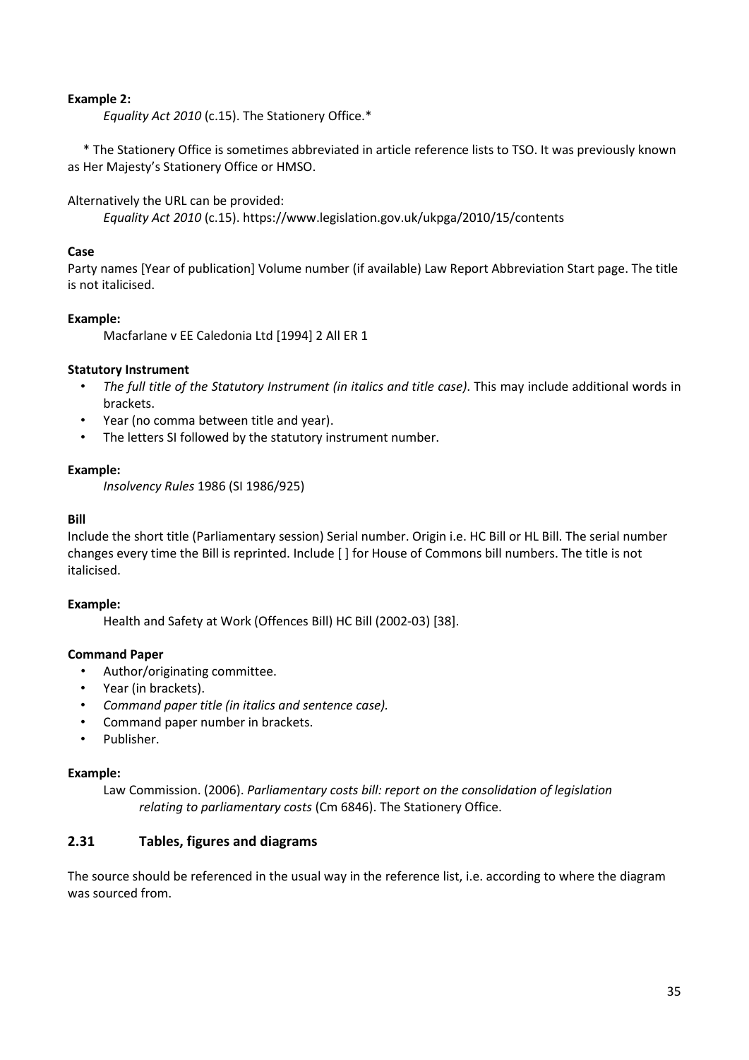**Example 2:**

*Equality Act 2010* (c.15). The Stationery Office.*

* The Stationery Office is sometimes abbreviated in article reference lists to TSO. It was previously known as Her Majesty's Stationery Office or HMSO.

Alternatively the URL can be provided:

*Equality Act 2010* (c.15). https://www.legislation.gov.uk/ukpga/2010/15/contents

**Case**

Party names [Year of publication] Volume number (if available) Law Report Abbreviation Start page. The title is not italicised.

**Example:**

Macfarlane v EE Caledonia Ltd [1994] 2 All ER 1

**Statutory Instrument**

- *The full title of the Statutory Instrument (in italics and title case)*. This may include additional words in brackets.
- Year (no comma between title and year).
- The letters SI followed by the statutory instrument number.

**Example:**

*Insolvency Rules* 1986 (SI 1986/925)

**Bill**

Include the short title (Parliamentary session) Serial number. Origin i.e. HC Bill or HL Bill. The serial number changes every time the Bill is reprinted. Include [ ] for House of Commons bill numbers. The title is not italicised.

**Example:**

Health and Safety at Work (Offences Bill) HC Bill (2002-03) [38].

**Command Paper**

- Author/originating committee.
- Year (in brackets).
- *Command paper title (in italics and sentence case).*
- Command paper number in brackets.
- Publisher.

**Example:**

Law Commission. (2006). *Parliamentary costs bill: report on the consolidation of legislation relating to parliamentary costs* (Cm 6846). The Stationery Office.

## 2.31 Tables, figures and diagrams

The source should be referenced in the usual way in the reference list, i.e. according to where the diagram was sourced from.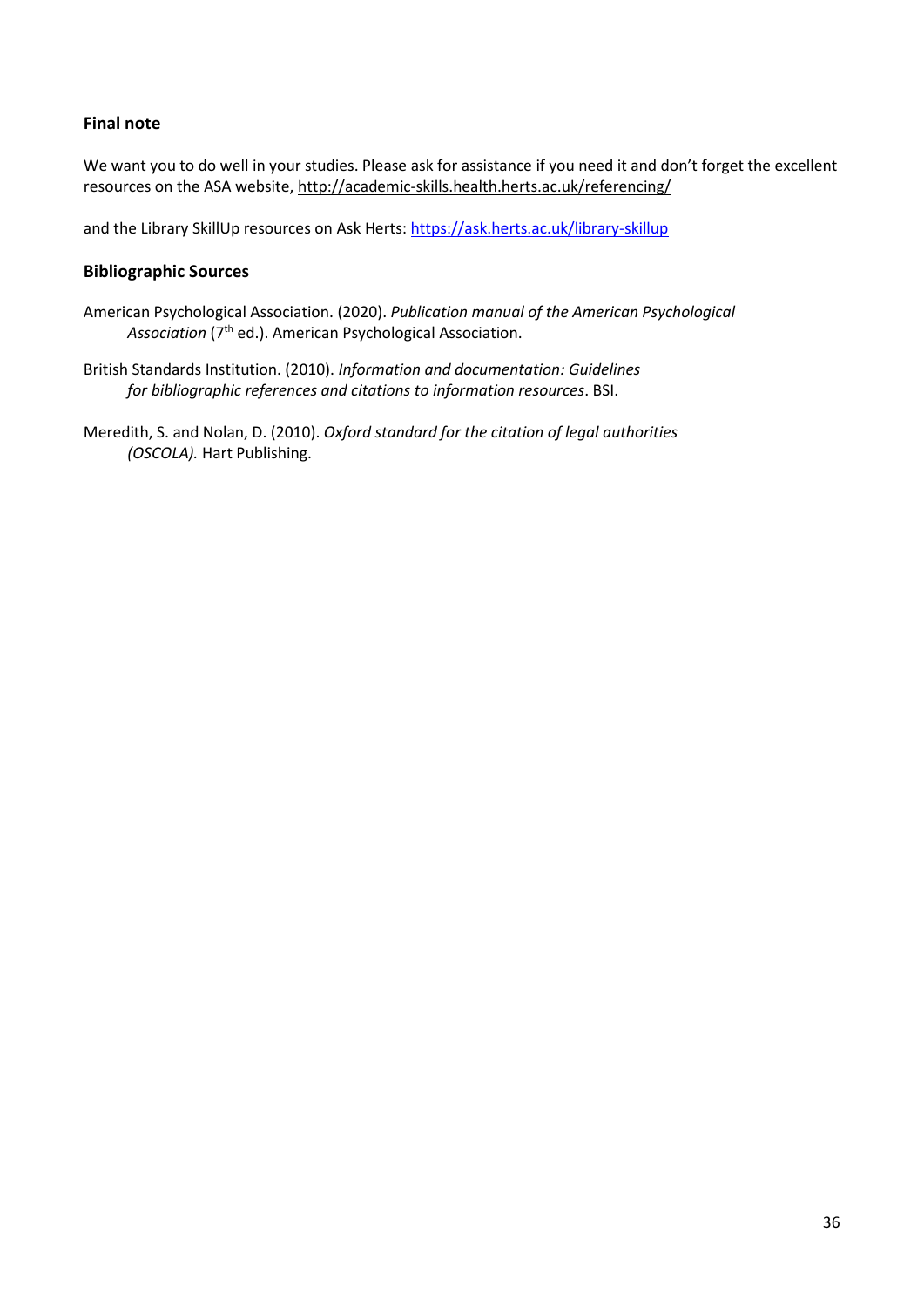### Final note

We want you to do well in your studies. Please ask for assistance if you need it and don't forget the excellent resources on the ASA website, http://academic-skills.health.herts.ac.uk/referencing/

and the Library SkillUp resources on Ask Herts: https://ask.herts.ac.uk/library-skillup

### Bibliographic Sources

American Psychological Association. (2020). *Publication manual of the American Psychological Association* (7th ed.). American Psychological Association.

British Standards Institution. (2010). *Information and documentation: Guidelines for bibliographic references and citations to information resources*. BSI.

Meredith, S. and Nolan, D. (2010). *Oxford standard for the citation of legal authorities (OSCOLA).* Hart Publishing.